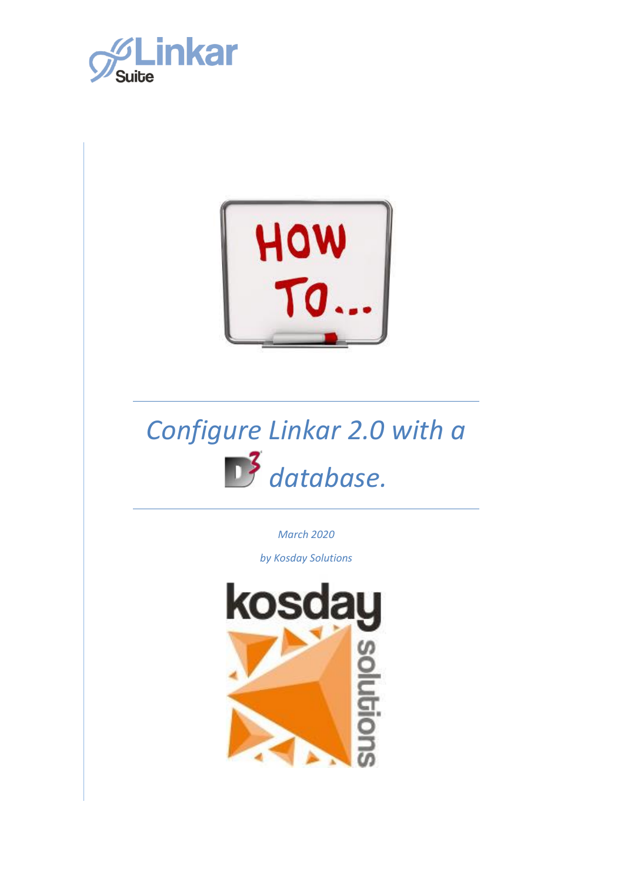# Configure Linkar 2.0 with a D3 database.

*March 2020*

*by Kosday Solutions*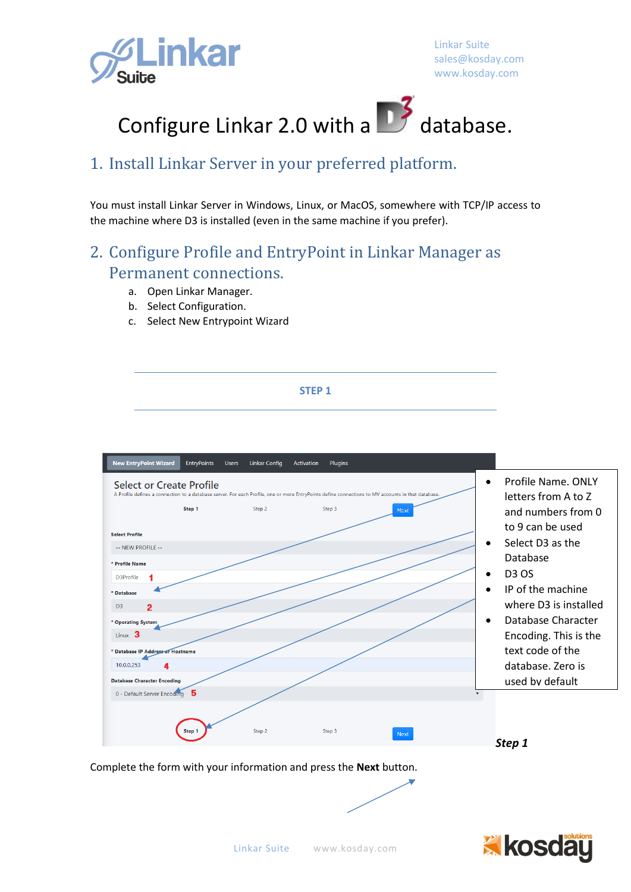# Configure Linkar 2.0 with a D3 database.

## 1. Install Linkar Server in your preferred platform.

You must install Linkar Server in Windows, Linux, or MacOS, somewhere with TCP/IP access to the machine where D3 is installed (even in the same machine if you prefer).

## 2. Configure Profile and EntryPoint in Linkar Manager as Permanent connections.

a. Open Linkar Manager.
b. Select Configuration.
c. Select New Entrypoint Wizard

### STEP 1

- Profile Name. ONLY letters from A to Z and numbers from 0 to 9 can be used
- Select D3 as the Database
- D3 OS
- IP of the machine where D3 is installed
- Database Character Encoding. This is the text code of the database. Zero is used by default

*Step 1*

Complete the form with your information and press the **Next** button.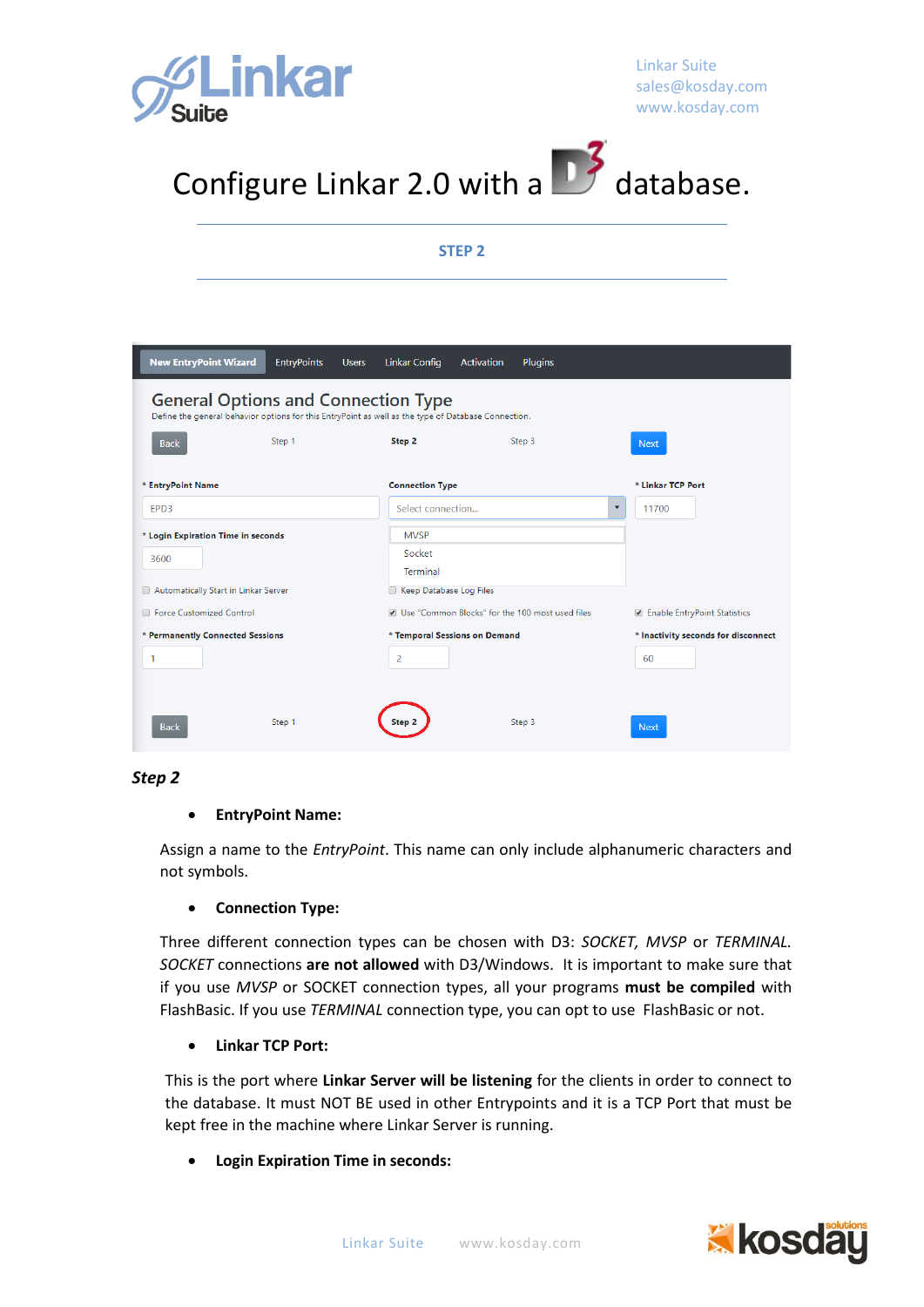# Configure Linkar 2.0 with a D3 database.

**STEP 2**

***Step 2***

- **EntryPoint Name:**

Assign a name to the *EntryPoint*. This name can only include alphanumeric characters and not symbols.

- **Connection Type:**

Three different connection types can be chosen with D3: *SOCKET, MVSP* or *TERMINAL*. *SOCKET* connections **are not allowed** with D3/Windows. It is important to make sure that if you use *MVSP* or SOCKET connection types, all your programs **must be compiled** with FlashBasic. If you use *TERMINAL* connection type, you can opt to use FlashBasic or not.

- **Linkar TCP Port:**

This is the port where **Linkar Server will be listening** for the clients in order to connect to the database. It must NOT BE used in other Entrypoints and it is a TCP Port that must be kept free in the machine where Linkar Server is running.

- **Login Expiration Time in seconds:**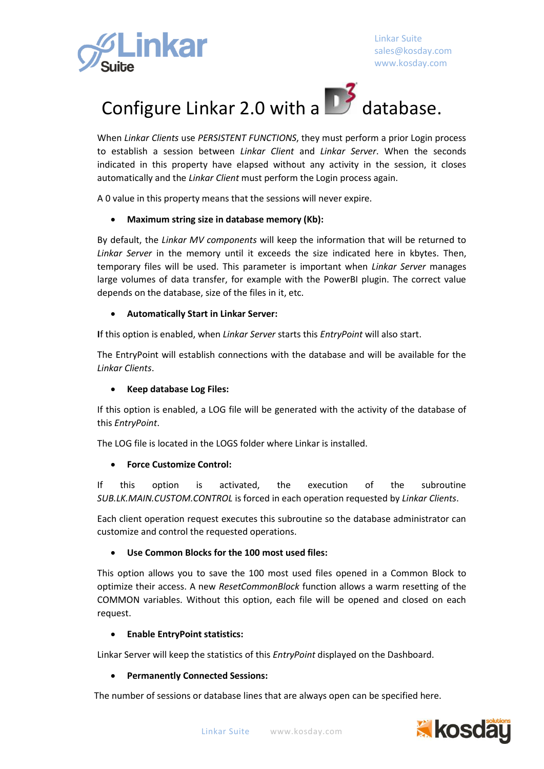# Configure Linkar 2.0 with a D3 database.

When *Linkar Clients* use *PERSISTENT FUNCTIONS*, they must perform a prior Login process to establish a session between *Linkar Client* and *Linkar Server*. When the seconds indicated in this property have elapsed without any activity in the session, it closes automatically and the *Linkar Client* must perform the Login process again.

A 0 value in this property means that the sessions will never expire.

- **Maximum string size in database memory (Kb):**

By default, the *Linkar MV components* will keep the information that will be returned to *Linkar Server* in the memory until it exceeds the size indicated here in kbytes. Then, temporary files will be used. This parameter is important when *Linkar Server* manages large volumes of data transfer, for example with the PowerBI plugin. The correct value depends on the database, size of the files in it, etc.

- **Automatically Start in Linkar Server:**

If this option is enabled, when *Linkar Server* starts this *EntryPoint* will also start.

The EntryPoint will establish connections with the database and will be available for the *Linkar Clients*.

- **Keep database Log Files:**

If this option is enabled, a LOG file will be generated with the activity of the database of this *EntryPoint*.

The LOG file is located in the LOGS folder where Linkar is installed.

- **Force Customize Control:**

If this option is activated, the execution of the subroutine *SUB.LK.MAIN.CUSTOM.CONTROL* is forced in each operation requested by *Linkar Clients*.

Each client operation request executes this subroutine so the database administrator can customize and control the requested operations.

- **Use Common Blocks for the 100 most used files:**

This option allows you to save the 100 most used files opened in a Common Block to optimize their access. A new *ResetCommonBlock* function allows a warm resetting of the COMMON variables. Without this option, each file will be opened and closed on each request.

- **Enable EntryPoint statistics:**

Linkar Server will keep the statistics of this *EntryPoint* displayed on the Dashboard.

- **Permanently Connected Sessions:**

The number of sessions or database lines that are always open can be specified here.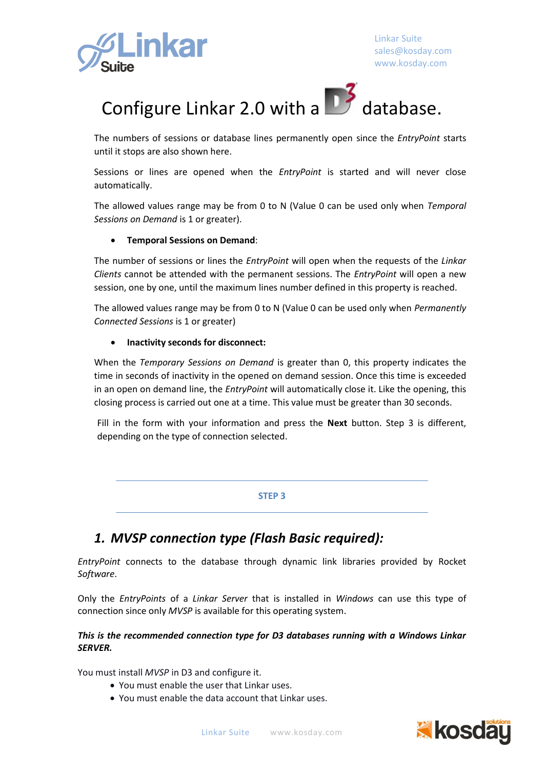# Configure Linkar 2.0 with a D3 database.

The numbers of sessions or database lines permanently open since the *EntryPoint* starts until it stops are also shown here.

Sessions or lines are opened when the *EntryPoint* is started and will never close automatically.

The allowed values range may be from 0 to N (Value 0 can be used only when *Temporal Sessions on Demand* is 1 or greater).

- **Temporal Sessions on Demand**:

The number of sessions or lines the *EntryPoint* will open when the requests of the *Linkar Clients* cannot be attended with the permanent sessions. The *EntryPoint* will open a new session, one by one, until the maximum lines number defined in this property is reached.

The allowed values range may be from 0 to N (Value 0 can be used only when *Permanently Connected Sessions* is 1 or greater)

- **Inactivity seconds for disconnect:**

When the *Temporary Sessions on Demand* is greater than 0, this property indicates the time in seconds of inactivity in the opened on demand session. Once this time is exceeded in an open on demand line, the *EntryPoint* will automatically close it. Like the opening, this closing process is carried out one at a time. This value must be greater than 30 seconds.

Fill in the form with your information and press the **Next** button. Step 3 is different, depending on the type of connection selected.

---

**STEP 3**

---

## 1. MVSP connection type (Flash Basic required):

*EntryPoint* connects to the database through dynamic link libraries provided by Rocket *Software*.

Only the *EntryPoints* of a *Linkar Server* that is installed in *Windows* can use this type of connection since only *MVSP* is available for this operating system.

***This is the recommended connection type for D3 databases running with a Windows Linkar SERVER.***

You must install *MVSP* in D3 and configure it.

- You must enable the user that Linkar uses.
- You must enable the data account that Linkar uses.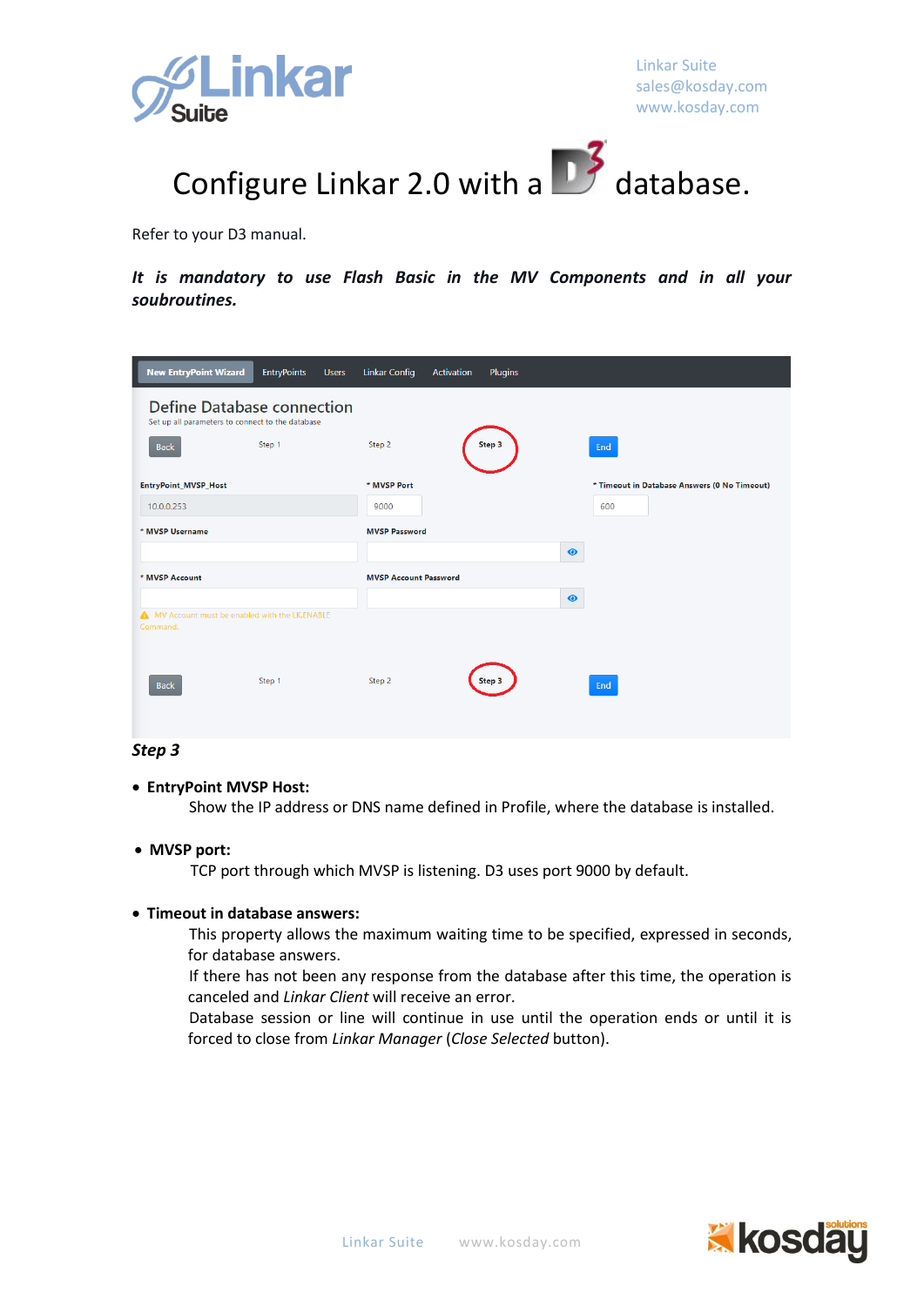# Configure Linkar 2.0 with a D3 database.

Refer to your D3 manual.

***It is mandatory to use Flash Basic in the MV Components and in all your soubroutines.***

***Step 3***

- **EntryPoint MVSP Host:**
  Show the IP address or DNS name defined in Profile, where the database is installed.

- **MVSP port:**
  TCP port through which MVSP is listening. D3 uses port 9000 by default.

- **Timeout in database answers:**
  This property allows the maximum waiting time to be specified, expressed in seconds, for database answers.
  If there has not been any response from the database after this time, the operation is canceled and *Linkar Client* will receive an error.
  Database session or line will continue in use until the operation ends or until it is forced to close from *Linkar Manager* (*Close Selected* button).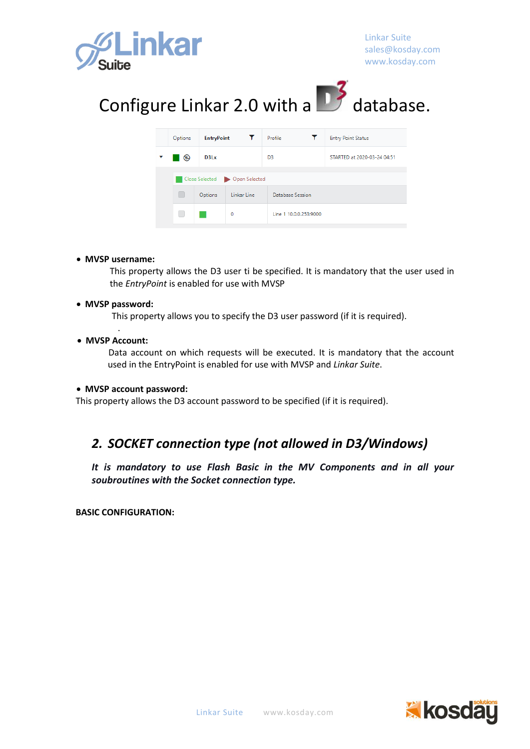# Configure Linkar 2.0 with a D3 database.

| Options | EntryPoint | Profile | Entry Point Status |
|---|---|---|---|
| | D3Lx | D3 | STARTED at 2020-03-24 04:51 |

Close Selected   Open Selected

| | Options | Linkar Line | Database Session |
|---|---|---|---|
| | | 0 | Line 1 10.0.0.253:9000 |

- **MVSP username:**
  This property allows the D3 user ti be specified. It is mandatory that the user used in the *EntryPoint* is enabled for use with MVSP

- **MVSP password:**
  This property allows you to specify the D3 user password (if it is required).

- **MVSP Account:**
  Data account on which requests will be executed. It is mandatory that the account used in the EntryPoint is enabled for use with MVSP and *Linkar Suite*.

- **MVSP account password:**

This property allows the D3 account password to be specified (if it is required).

## *2. SOCKET connection type (not allowed in D3/Windows)*

***It is mandatory to use Flash Basic in the MV Components and in all your soubroutines with the Socket connection type.***

**BASIC CONFIGURATION:**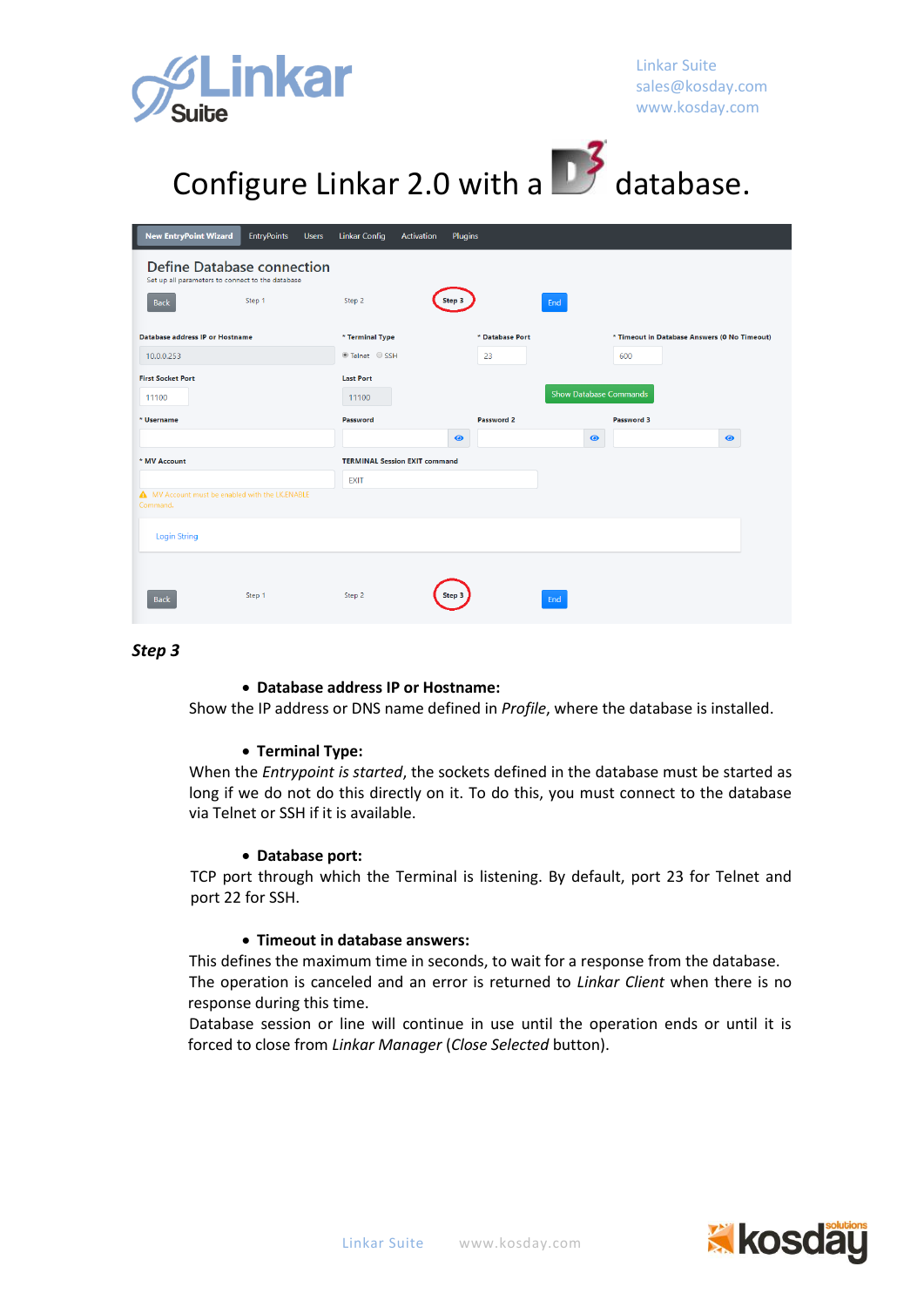# Configure Linkar 2.0 with a D3 database.

***Step 3***

- **Database address IP or Hostname:**

Show the IP address or DNS name defined in *Profile*, where the database is installed.

- **Terminal Type:**

When the *Entrypoint is started*, the sockets defined in the database must be started as long if we do not do this directly on it. To do this, you must connect to the database via Telnet or SSH if it is available.

- **Database port:**

TCP port through which the Terminal is listening. By default, port 23 for Telnet and port 22 for SSH.

- **Timeout in database answers:**

This defines the maximum time in seconds, to wait for a response from the database. The operation is canceled and an error is returned to *Linkar Client* when there is no response during this time.

Database session or line will continue in use until the operation ends or until it is forced to close from *Linkar Manager* (*Close Selected* button).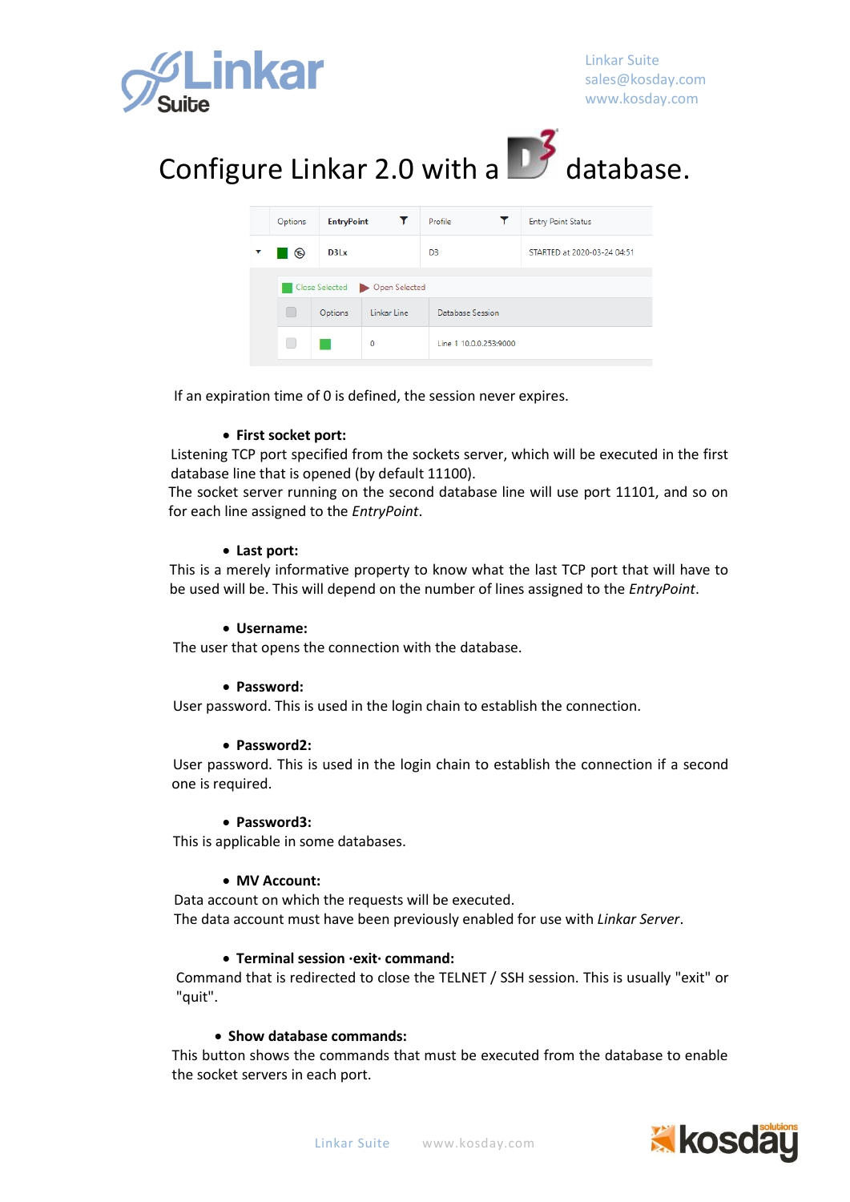# Configure Linkar 2.0 with a D3 database.

| Options | EntryPoint | Profile | Entry Point Status |
|---|---|---|---|
| | D3Lx | D3 | STARTED at 2020-03-24 04:51 |

Close Selected   Open Selected

| | Options | Linkar Line | Database Session |
|---|---|---|---|
| | | 0 | Line 1 10.0.0.253:9000 |

If an expiration time of 0 is defined, the session never expires.

- **First socket port:**

Listening TCP port specified from the sockets server, which will be executed in the first database line that is opened (by default 11100).
The socket server running on the second database line will use port 11101, and so on for each line assigned to the *EntryPoint*.

- **Last port:**

This is a merely informative property to know what the last TCP port that will have to be used will be. This will depend on the number of lines assigned to the *EntryPoint*.

- **Username:**

The user that opens the connection with the database.

- **Password:**

User password. This is used in the login chain to establish the connection.

- **Password2:**

User password. This is used in the login chain to establish the connection if a second one is required.

- **Password3:**

This is applicable in some databases.

- **MV Account:**

Data account on which the requests will be executed.
The data account must have been previously enabled for use with *Linkar Server*.

- **Terminal session ·exit· command:**

Command that is redirected to close the TELNET / SSH session. This is usually "exit" or "quit".

- **Show database commands:**

This button shows the commands that must be executed from the database to enable the socket servers in each port.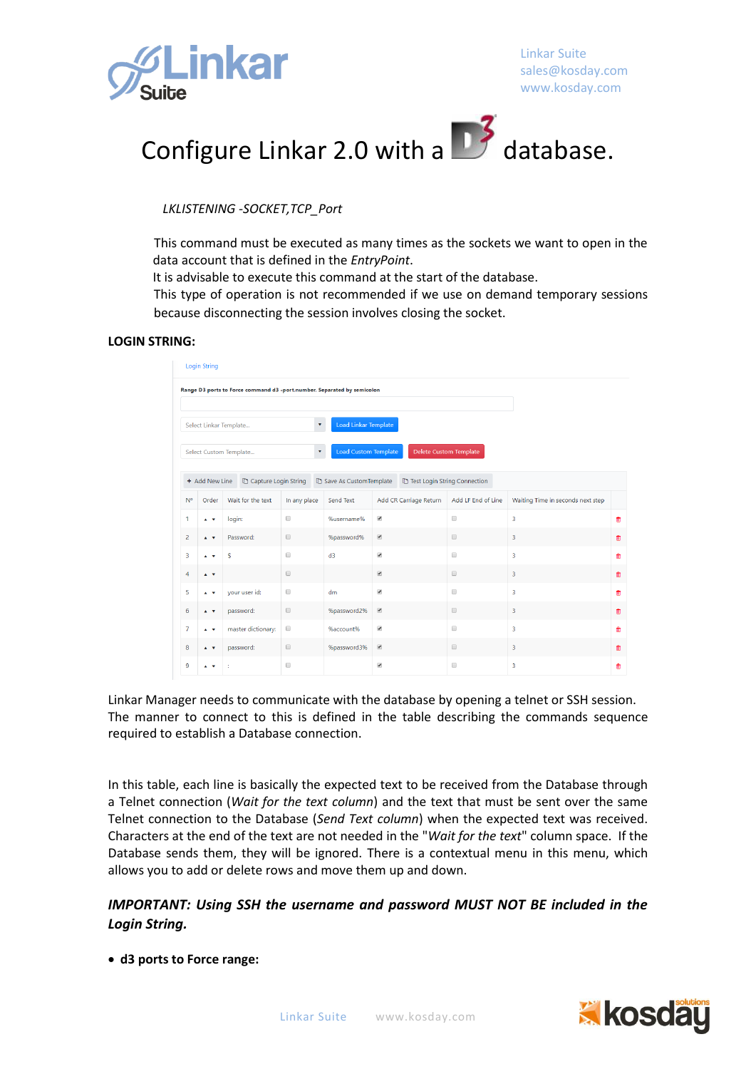# Configure Linkar 2.0 with a D3 database.

*LKLISTENING -SOCKET,TCP_Port*

This command must be executed as many times as the sockets we want to open in the data account that is defined in the *EntryPoint*.
It is advisable to execute this command at the start of the database.
This type of operation is not recommended if we use on demand temporary sessions because disconnecting the session involves closing the socket.

**LOGIN STRING:**

Login String

Range D3 ports to Force command d3 -port.number. Separated by semicolon

Select Linkar Template... | Load Linkar Template

Select Custom Template... | Load Custom Template | Delete Custom Template

+ Add New Line | Capture Login String | Save As CustomTemplate | Test Login String Connection

| Nº | Order | Wait for the text | In any place | Send Text | Add CR Carriage Return | Add LF End of Line | Waiting Time in seconds next step |
|---|---|---|---|---|---|---|---|
| 1 | ▲ ▼ | login: | ☐ | %username% | ☑ | ☐ | 3 |
| 2 | ▲ ▼ | Password: | ☐ | %password% | ☑ | ☐ | 3 |
| 3 | ▲ ▼ | $ | ☐ | d3 | ☑ | ☐ | 3 |
| 4 | ▲ ▼ | | ☐ | | ☑ | ☐ | 3 |
| 5 | ▲ ▼ | your user id: | ☐ | dm | ☑ | ☐ | 3 |
| 6 | ▲ ▼ | password: | ☐ | %password2% | ☑ | ☐ | 3 |
| 7 | ▲ ▼ | master dictionary: | ☐ | %account% | ☑ | ☐ | 3 |
| 8 | ▲ ▼ | password: | ☐ | %password3% | ☑ | ☐ | 3 |
| 9 | ▲ ▼ | : | ☐ | | ☑ | ☐ | 3 |

Linkar Manager needs to communicate with the database by opening a telnet or SSH session. The manner to connect to this is defined in the table describing the commands sequence required to establish a Database connection.

In this table, each line is basically the expected text to be received from the Database through a Telnet connection (*Wait for the text column*) and the text that must be sent over the same Telnet connection to the Database (*Send Text column*) when the expected text was received. Characters at the end of the text are not needed in the "*Wait for the text*" column space. If the Database sends them, they will be ignored. There is a contextual menu in this menu, which allows you to add or delete rows and move them up and down.

***IMPORTANT: Using SSH the username and password MUST NOT BE included in the Login String.***

- **d3 ports to Force range:**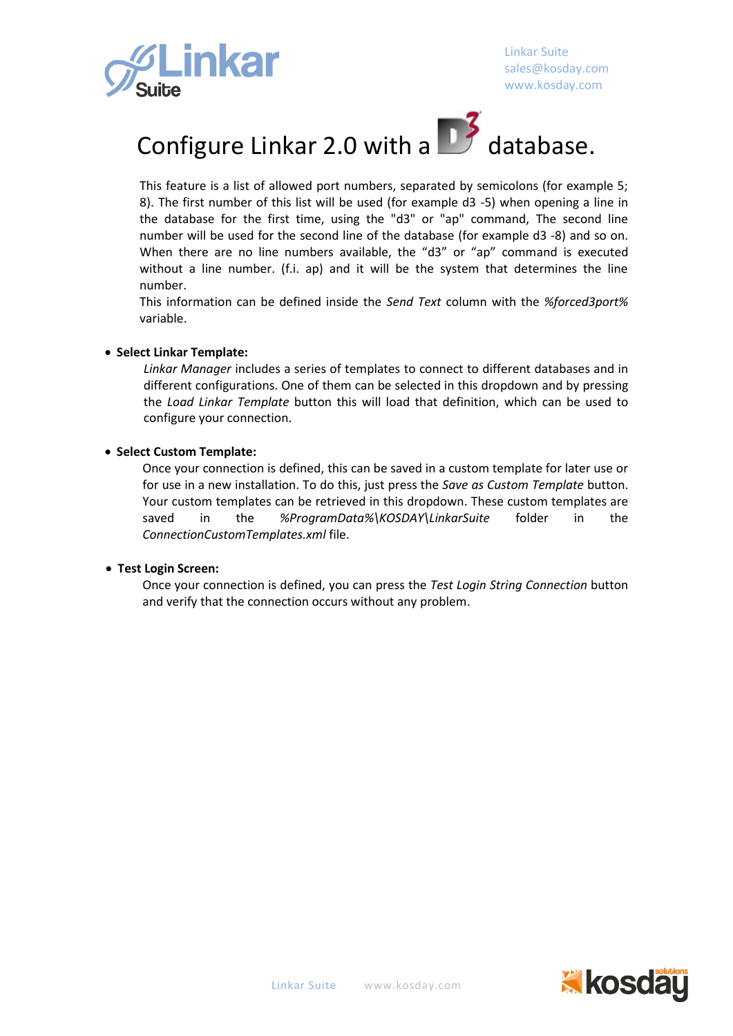# Configure Linkar 2.0 with a D3 database.

This feature is a list of allowed port numbers, separated by semicolons (for example 5; 8). The first number of this list will be used (for example d3 -5) when opening a line in the database for the first time, using the "d3" or "ap" command, The second line number will be used for the second line of the database (for example d3 -8) and so on. When there are no line numbers available, the “d3” or “ap” command is executed without a line number. (f.i. ap) and it will be the system that determines the line number.

This information can be defined inside the *Send Text* column with the *%forced3port%* variable.

- **Select Linkar Template:**

  *Linkar Manager* includes a series of templates to connect to different databases and in different configurations. One of them can be selected in this dropdown and by pressing the *Load Linkar Template* button this will load that definition, which can be used to configure your connection.

- **Select Custom Template:**

  Once your connection is defined, this can be saved in a custom template for later use or for use in a new installation. To do this, just press the *Save as Custom Template* button. Your custom templates can be retrieved in this dropdown. These custom templates are saved in the *%ProgramData%\KOSDAY\LinkarSuite* folder in the *ConnectionCustomTemplates.xml* file.

- **Test Login Screen:**

  Once your connection is defined, you can press the *Test Login String Connection* button and verify that the connection occurs without any problem.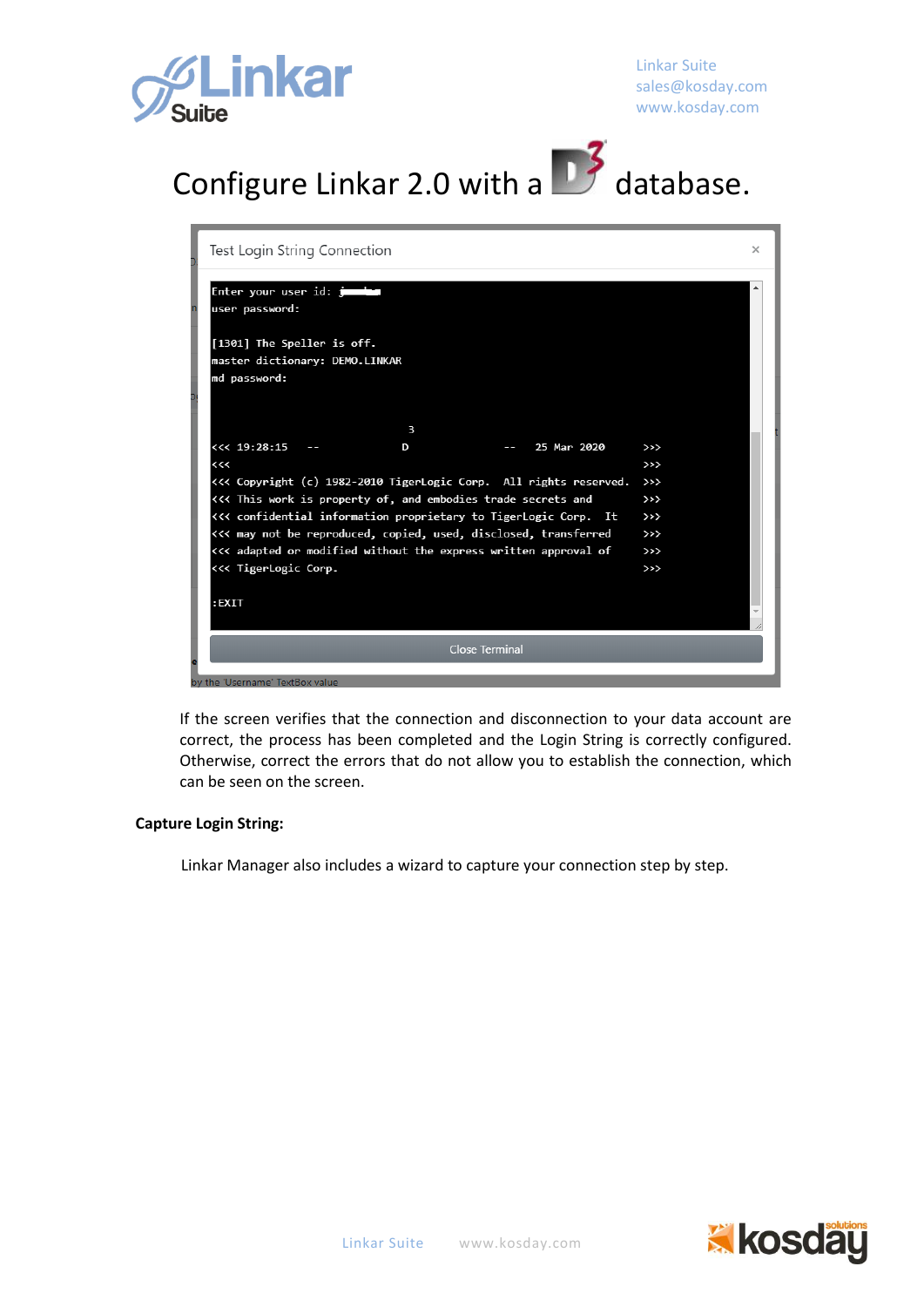# Configure Linkar 2.0 with a D3 database.

```
Test Login String Connection

Enter your user id: 
user password:

[1301] The Speller is off.
master dictionary: DEMO.LINKAR
md password:


                               3
<<< 19:28:15    --             D                --    25 Mar 2020      >>>
<<<                                                                    >>>
<<< Copyright (c) 1982-2010 TigerLogic Corp.  All rights reserved.     >>>
<<< This work is property of, and embodies trade secrets and           >>>
<<< confidential information proprietary to TigerLogic Corp.  It       >>>
<<< may not be reproduced, copied, used, disclosed, transferred        >>>
<<< adapted or modified without the express written approval of        >>>
<<< TigerLogic Corp.                                                   >>>

:EXIT

Close Terminal
```

If the screen verifies that the connection and disconnection to your data account are correct, the process has been completed and the Login String is correctly configured. Otherwise, correct the errors that do not allow you to establish the connection, which can be seen on the screen.

**Capture Login String:**

Linkar Manager also includes a wizard to capture your connection step by step.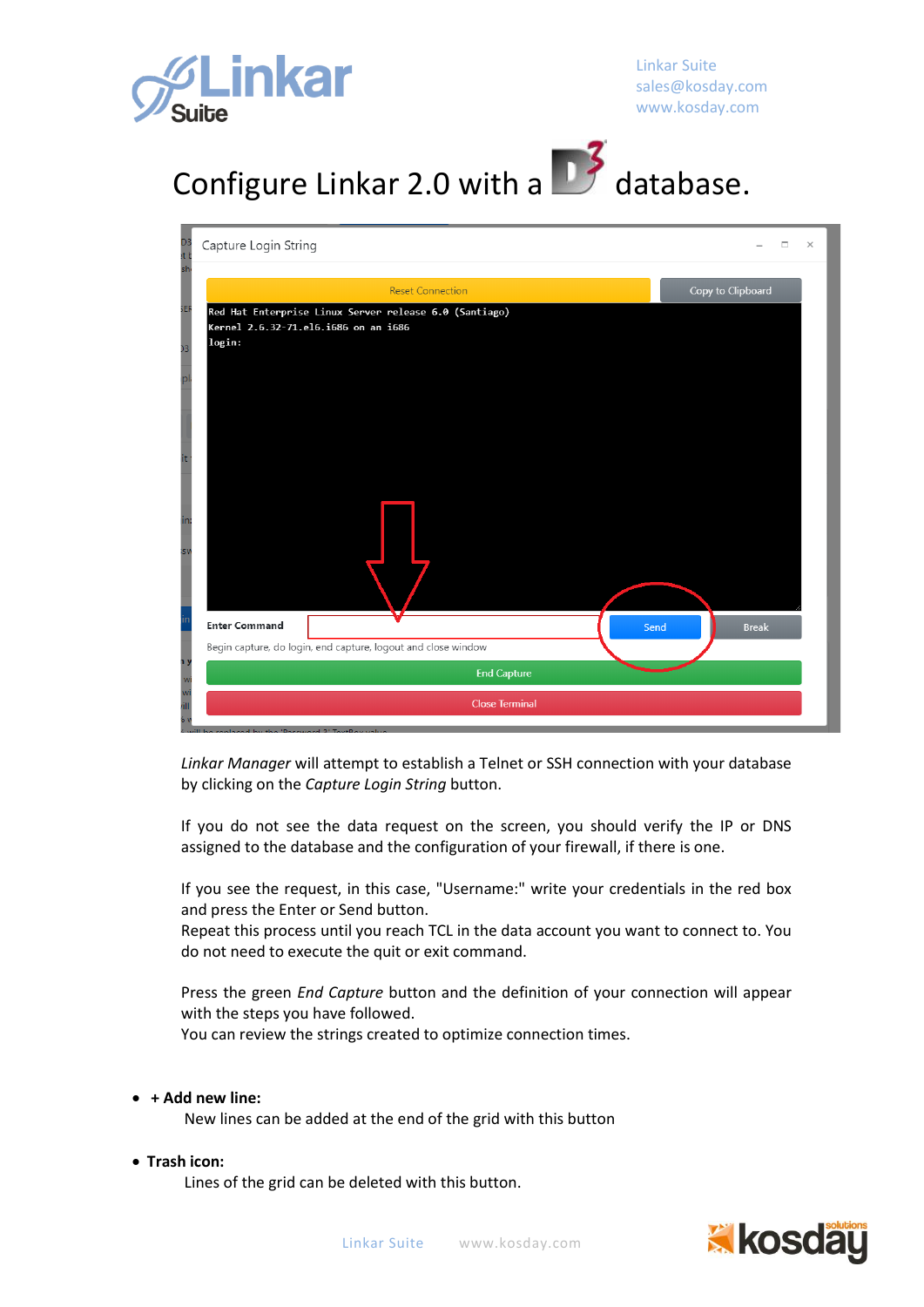# Configure Linkar 2.0 with a D3 database.

*Linkar Manager* will attempt to establish a Telnet or SSH connection with your database by clicking on the *Capture Login String* button.

If you do not see the data request on the screen, you should verify the IP or DNS assigned to the database and the configuration of your firewall, if there is one.

If you see the request, in this case, "Username:" write your credentials in the red box and press the Enter or Send button.
Repeat this process until you reach TCL in the data account you want to connect to. You do not need to execute the quit or exit command.

Press the green *End Capture* button and the definition of your connection will appear with the steps you have followed.
You can review the strings created to optimize connection times.

- **+ Add new line:**
  New lines can be added at the end of the grid with this button

- **Trash icon:**
  Lines of the grid can be deleted with this button.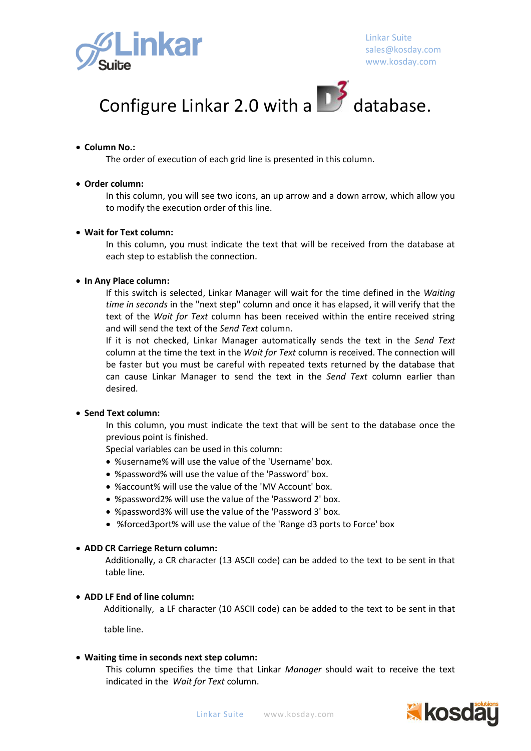# Configure Linkar 2.0 with a D3 database.

- **Column No.:**

  The order of execution of each grid line is presented in this column.

- **Order column:**

  In this column, you will see two icons, an up arrow and a down arrow, which allow you to modify the execution order of this line.

- **Wait for Text column:**

  In this column, you must indicate the text that will be received from the database at each step to establish the connection.

- **In Any Place column:**

  If this switch is selected, Linkar Manager will wait for the time defined in the *Waiting time in seconds* in the "next step" column and once it has elapsed, it will verify that the text of the *Wait for Text* column has been received within the entire received string and will send the text of the *Send Text* column.

  If it is not checked, Linkar Manager automatically sends the text in the *Send Text* column at the time the text in the *Wait for Text* column is received. The connection will be faster but you must be careful with repeated texts returned by the database that can cause Linkar Manager to send the text in the *Send Text* column earlier than desired.

- **Send Text column:**

  In this column, you must indicate the text that will be sent to the database once the previous point is finished.

  Special variables can be used in this column:

  - %username% will use the value of the 'Username' box.
  - %password% will use the value of the 'Password' box.
  - %account% will use the value of the 'MV Account' box.
  - %password2% will use the value of the 'Password 2' box.
  - %password3% will use the value of the 'Password 3' box.
  - %forced3port% will use the value of the 'Range d3 ports to Force' box

- **ADD CR Carriege Return column:**

  Additionally, a CR character (13 ASCII code) can be added to the text to be sent in that table line.

- **ADD LF End of line column:**

  Additionally, a LF character (10 ASCII code) can be added to the text to be sent in that table line.

- **Waiting time in seconds next step column:**

  This column specifies the time that Linkar *Manager* should wait to receive the text indicated in the *Wait for Text* column.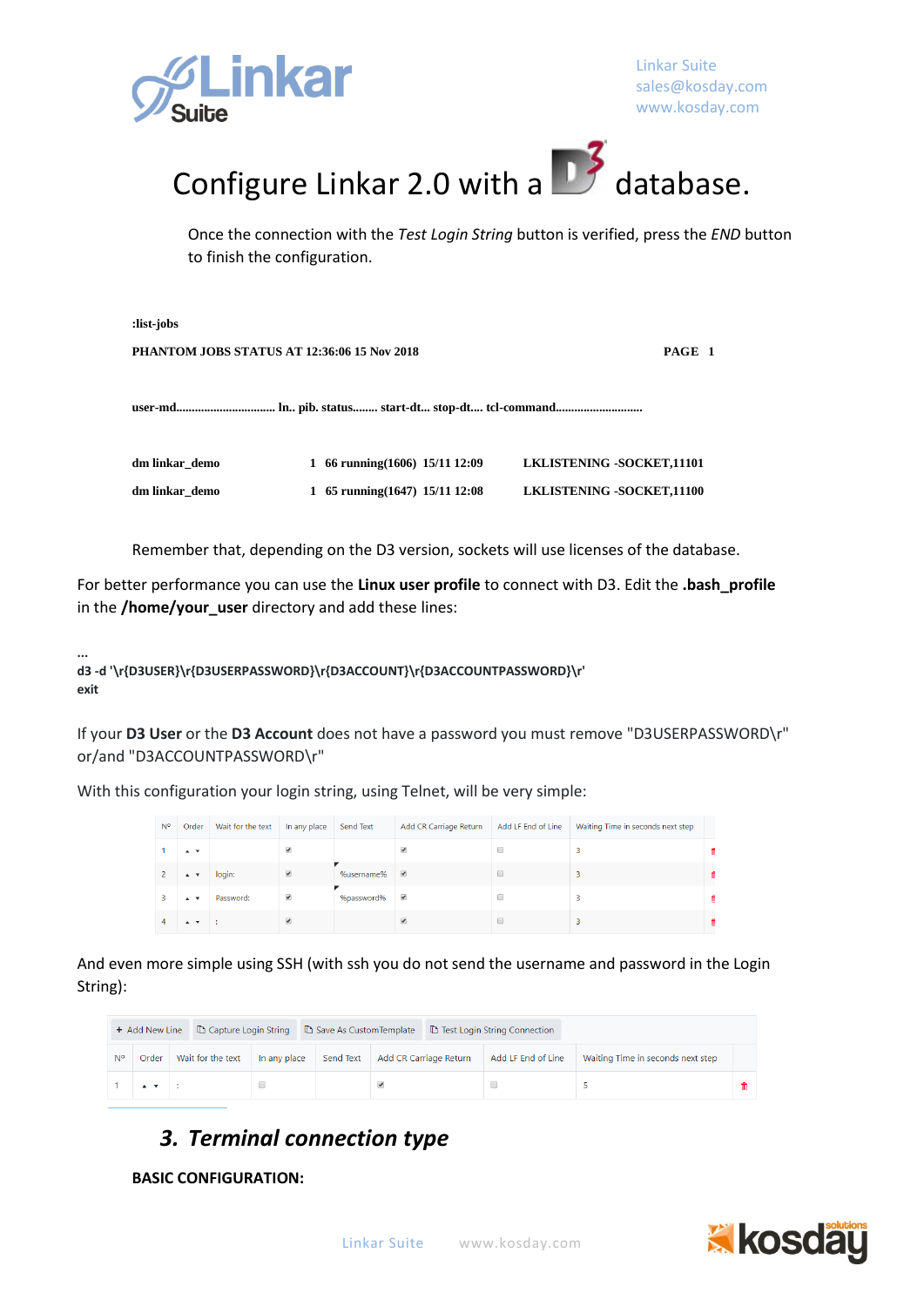Once the connection with the *Test Login String* button is verified, press the *END* button to finish the configuration.

```
:list-jobs

PHANTOM JOBS STATUS AT 12:36:06 15 Nov 2018                                    PAGE  1

user-md.............................. ln.. pib. status........ start-dt... stop-dt.... tcl-command..........................

dm linkar_demo                   1   66 running(1606)  15/11 12:09        LKLISTENING -SOCKET,11101

dm linkar_demo                   1   65 running(1647)  15/11 12:08        LKLISTENING -SOCKET,11100
```

Remember that, depending on the D3 version, sockets will use licenses of the database.

For better performance you can use the **Linux user profile** to connect with D3. Edit the **.bash_profile** in the **/home/your_user** directory and add these lines:

```
...
d3 -d '\r{D3USER}\r{D3USERPASSWORD}\r{D3ACCOUNT}\r{D3ACCOUNTPASSWORD}\r'
exit
```

If your **D3 User** or the **D3 Account** does not have a password you must remove "D3USERPASSWORD\r" or/and "D3ACCOUNTPASSWORD\r"

With this configuration your login string, using Telnet, will be very simple:

| Nº | Order | Wait for the text | In any place | Send Text | Add CR Carriage Return | Add LF End of Line | Waiting Time in seconds next step |
|---|---|---|---|---|---|---|---|
| 1 | ▲ ▼ | | ☑ | | ☑ | ☐ | 3 |
| 2 | ▲ ▼ | login: | ☑ | %username% | ☑ | ☐ | 3 |
| 3 | ▲ ▼ | Password: | ☑ | %password% | ☑ | ☐ | 3 |
| 4 | ▲ ▼ | : | ☑ | | ☑ | ☐ | 3 |

And even more simple using SSH (with ssh you do not send the username and password in the Login String):

+ Add New Line | Capture Login String | Save As CustomTemplate | Test Login String Connection

| Nº | Order | Wait for the text | In any place | Send Text | Add CR Carriage Return | Add LF End of Line | Waiting Time in seconds next step |
|---|---|---|---|---|---|---|---|
| 1 | ▲ ▼ | : | ☐ | | ☑ | ☐ | 5 |

## 3. *Terminal connection type*

**BASIC CONFIGURATION:**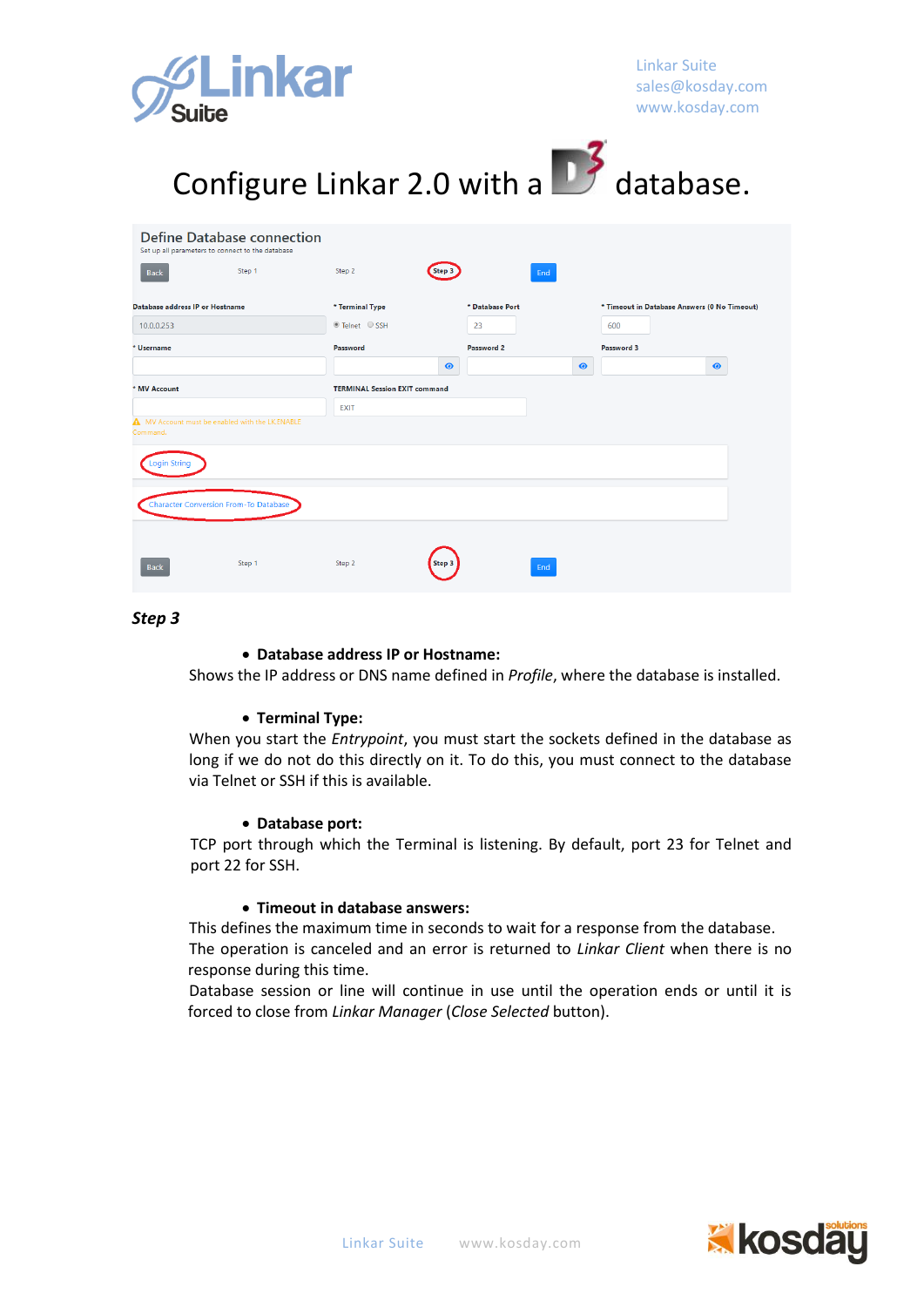# Configure Linkar 2.0 with a D3 database.

Define Database connection

Set up all parameters to connect to the database

Back | Step 1 | Step 2 | Step 3 | End

Database address IP or Hostname: 10.0.0.253

* Terminal Type: Telnet / SSH

* Database Port: 23

* Timeout in Database Answers (0 No Timeout): 600

* Username

Password

Password 2

Password 3

* MV Account

TERMINAL Session EXIT command: EXIT

MV Account must be enabled with the LK.ENABLE Command.

Login String

Character Conversion From-To Database

Back | Step 1 | Step 2 | Step 3 | End

***Step 3***

- **Database address IP or Hostname:**

Shows the IP address or DNS name defined in *Profile*, where the database is installed.

- **Terminal Type:**

When you start the *Entrypoint*, you must start the sockets defined in the database as long if we do not do this directly on it. To do this, you must connect to the database via Telnet or SSH if this is available.

- **Database port:**

TCP port through which the Terminal is listening. By default, port 23 for Telnet and port 22 for SSH.

- **Timeout in database answers:**

This defines the maximum time in seconds to wait for a response from the database. The operation is canceled and an error is returned to *Linkar Client* when there is no response during this time.

Database session or line will continue in use until the operation ends or until it is forced to close from *Linkar Manager* (*Close Selected* button).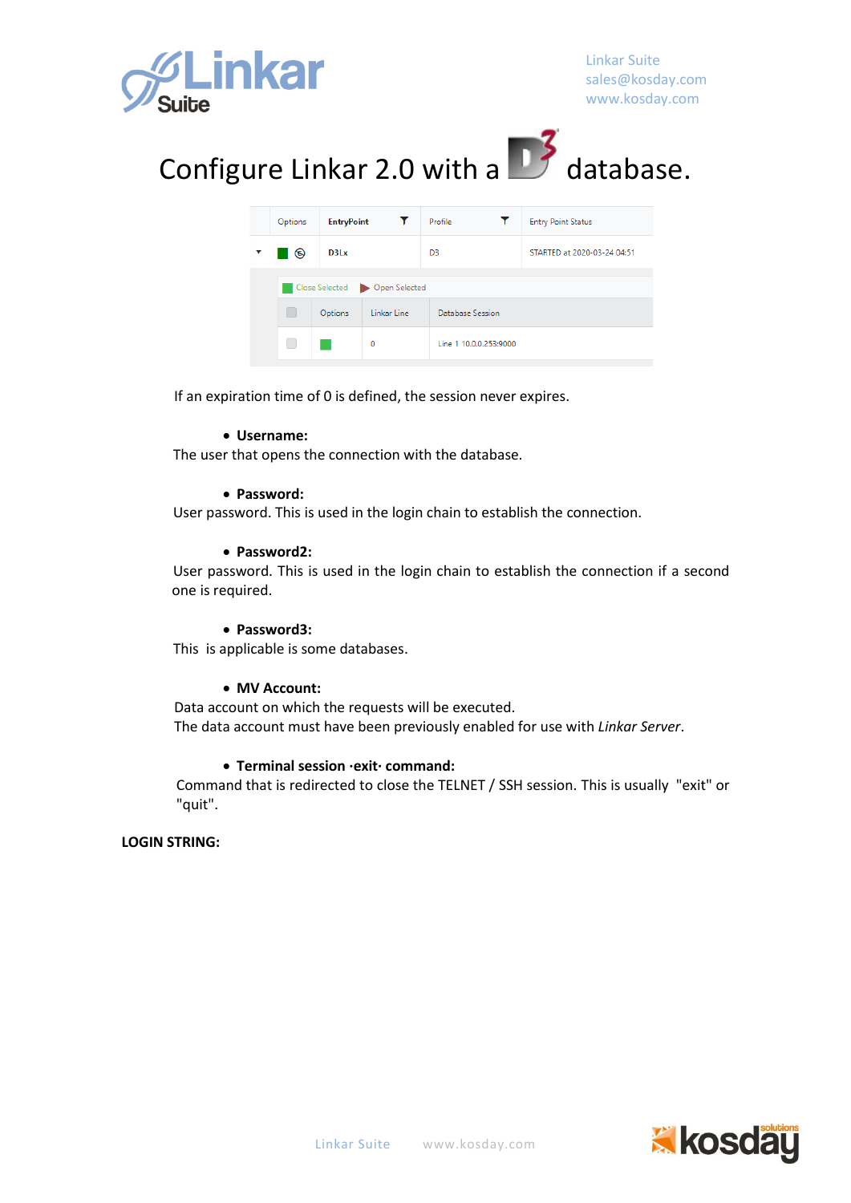# Configure Linkar 2.0 with a D3 database.

| Options | EntryPoint | Profile | Entry Point Status |
|---|---|---|---|
| | D3Lx | D3 | STARTED at 2020-03-24 04:51 |

Close Selected | Open Selected

| | Options | Linkar Line | Database Session |
|---|---|---|---|
| | | 0 | Line 1 10.0.0.253:9000 |

If an expiration time of 0 is defined, the session never expires.

- **Username:**

The user that opens the connection with the database.

- **Password:**

User password. This is used in the login chain to establish the connection.

- **Password2:**

User password. This is used in the login chain to establish the connection if a second one is required.

- **Password3:**

This is applicable is some databases.

- **MV Account:**

Data account on which the requests will be executed.
The data account must have been previously enabled for use with *Linkar Server*.

- **Terminal session ·exit· command:**

Command that is redirected to close the TELNET / SSH session. This is usually "exit" or "quit".

**LOGIN STRING:**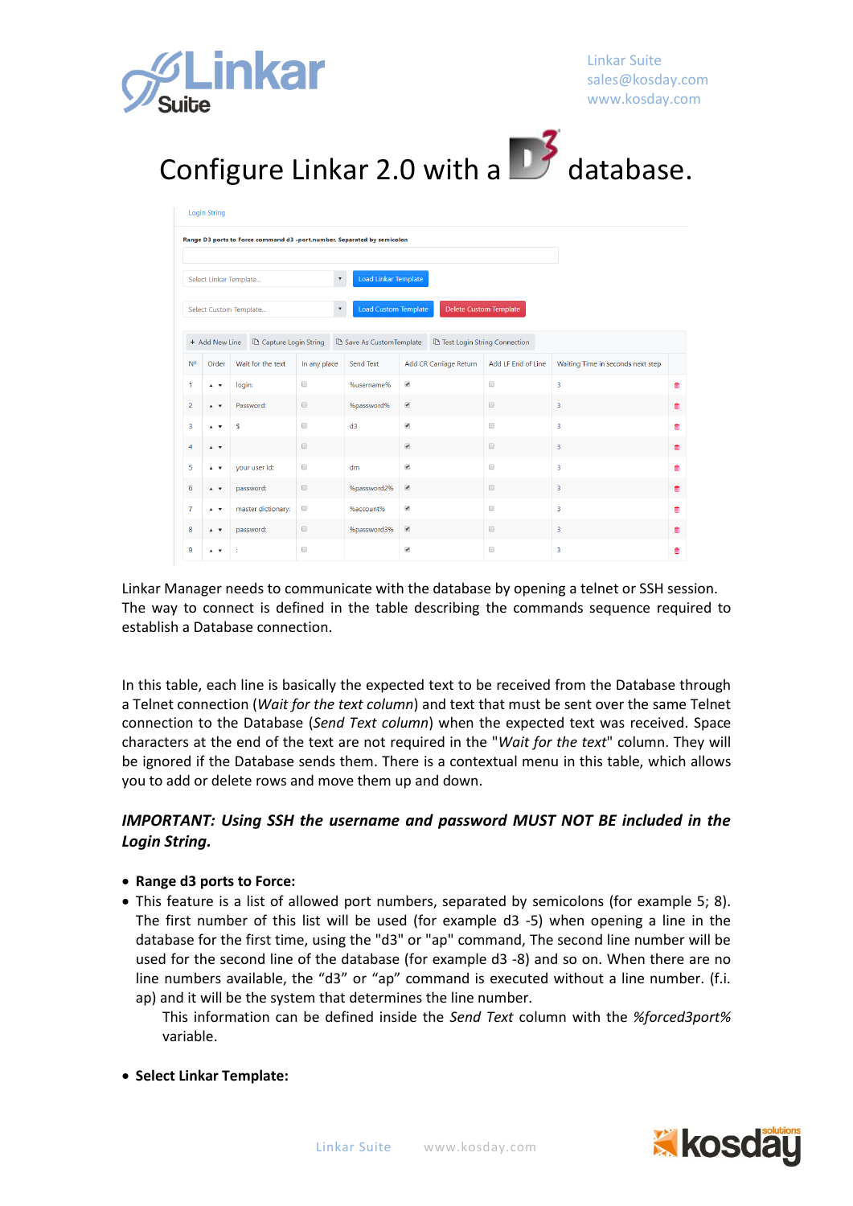# Configure Linkar 2.0 with a D3 database.

Login String

Range D3 ports to Force command d3 -port.number. Separated by semicolon

Select Linkar Template... | Load Linkar Template

Select Custom Template... | Load Custom Template | Delete Custom Template

+ Add New Line | Capture Login String | Save As CustomTemplate | Test Login String Connection

| Nº | Order | Wait for the text | In any place | Send Text | Add CR Carriage Return | Add LF End of Line | Waiting Time in seconds next step |
|---|---|---|---|---|---|---|---|
| 1 | ▲ ▼ | login: | ☐ | %username% | ☑ | ☐ | 3 |
| 2 | ▲ ▼ | Password: | ☐ | %password% | ☑ | ☐ | 3 |
| 3 | ▲ ▼ | $ | ☐ | d3 | ☑ | ☐ | 3 |
| 4 | ▲ ▼ | | ☐ | | ☑ | ☐ | 3 |
| 5 | ▲ ▼ | your user id: | ☐ | dm | ☑ | ☐ | 3 |
| 6 | ▲ ▼ | password: | ☐ | %password2% | ☑ | ☐ | 3 |
| 7 | ▲ ▼ | master dictionary: | ☐ | %account% | ☑ | ☐ | 3 |
| 8 | ▲ ▼ | password: | ☐ | %password3% | ☑ | ☐ | 3 |
| 9 | ▲ ▼ | : | ☐ | | ☑ | ☐ | 3 |

Linkar Manager needs to communicate with the database by opening a telnet or SSH session. The way to connect is defined in the table describing the commands sequence required to establish a Database connection.

In this table, each line is basically the expected text to be received from the Database through a Telnet connection (*Wait for the text column*) and text that must be sent over the same Telnet connection to the Database (*Send Text column*) when the expected text was received. Space characters at the end of the text are not required in the "*Wait for the text*" column. They will be ignored if the Database sends them. There is a contextual menu in this table, which allows you to add or delete rows and move them up and down.

***IMPORTANT: Using SSH the username and password MUST NOT BE included in the Login String.***

- **Range d3 ports to Force:**
- This feature is a list of allowed port numbers, separated by semicolons (for example 5; 8). The first number of this list will be used (for example d3 -5) when opening a line in the database for the first time, using the "d3" or "ap" command, The second line number will be used for the second line of the database (for example d3 -8) and so on. When there are no line numbers available, the "d3" or "ap" command is executed without a line number. (f.i. ap) and it will be the system that determines the line number.
  This information can be defined inside the *Send Text* column with the *%forced3port%* variable.

- **Select Linkar Template:**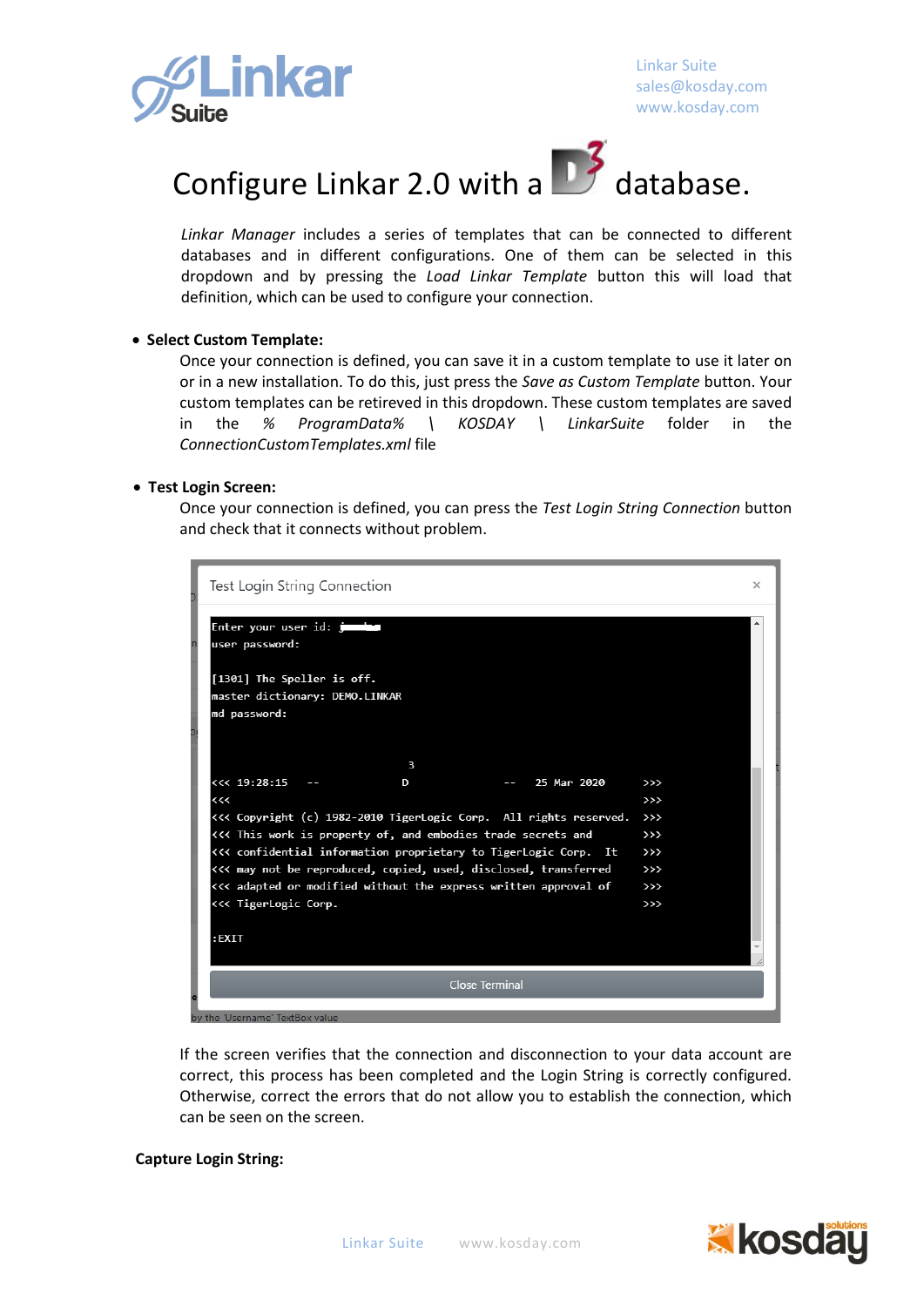# Configure Linkar 2.0 with a D3 database.

*Linkar Manager* includes a series of templates that can be connected to different databases and in different configurations. One of them can be selected in this dropdown and by pressing the *Load Linkar Template* button this will load that definition, which can be used to configure your connection.

- **Select Custom Template:**

  Once your connection is defined, you can save it in a custom template to use it later on or in a new installation. To do this, just press the *Save as Custom Template* button. Your custom templates can be retireved in this dropdown. These custom templates are saved in the *% ProgramData% \ KOSDAY \ LinkarSuite* folder in the *ConnectionCustomTemplates.xml* file

- **Test Login Screen:**

  Once your connection is defined, you can press the *Test Login String Connection* button and check that it connects without problem.

If the screen verifies that the connection and disconnection to your data account are correct, this process has been completed and the Login String is correctly configured. Otherwise, correct the errors that do not allow you to establish the connection, which can be seen on the screen.

**Capture Login String:**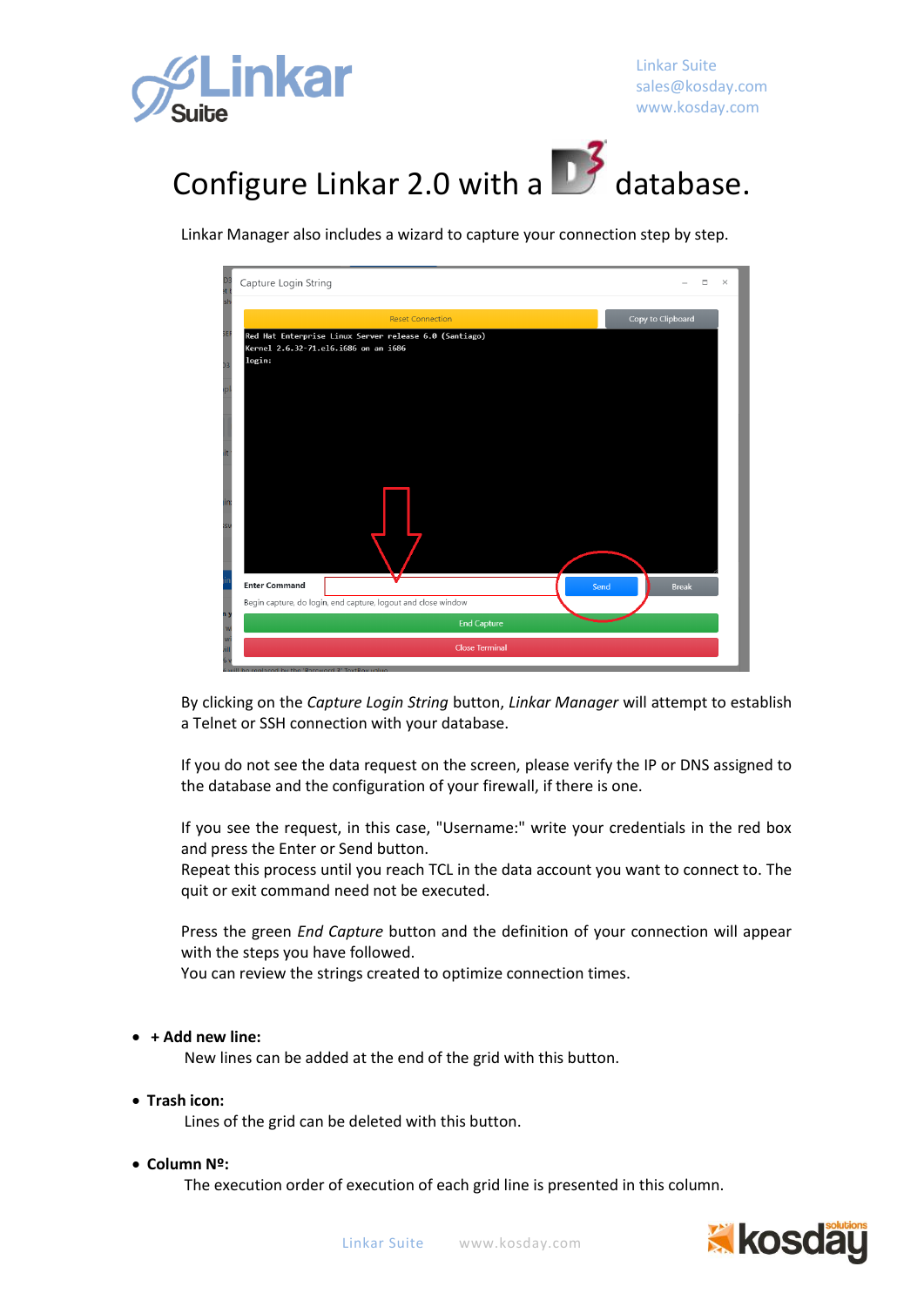# Configure Linkar 2.0 with a D3 database.

Linkar Manager also includes a wizard to capture your connection step by step.

By clicking on the *Capture Login String* button, *Linkar Manager* will attempt to establish a Telnet or SSH connection with your database.

If you do not see the data request on the screen, please verify the IP or DNS assigned to the database and the configuration of your firewall, if there is one.

If you see the request, in this case, "Username:" write your credentials in the red box and press the Enter or Send button.
Repeat this process until you reach TCL in the data account you want to connect to. The quit or exit command need not be executed.

Press the green *End Capture* button and the definition of your connection will appear with the steps you have followed.
You can review the strings created to optimize connection times.

- **+ Add new line:**
  New lines can be added at the end of the grid with this button.

- **Trash icon:**
  Lines of the grid can be deleted with this button.

- **Column Nº:**
  The execution order of execution of each grid line is presented in this column.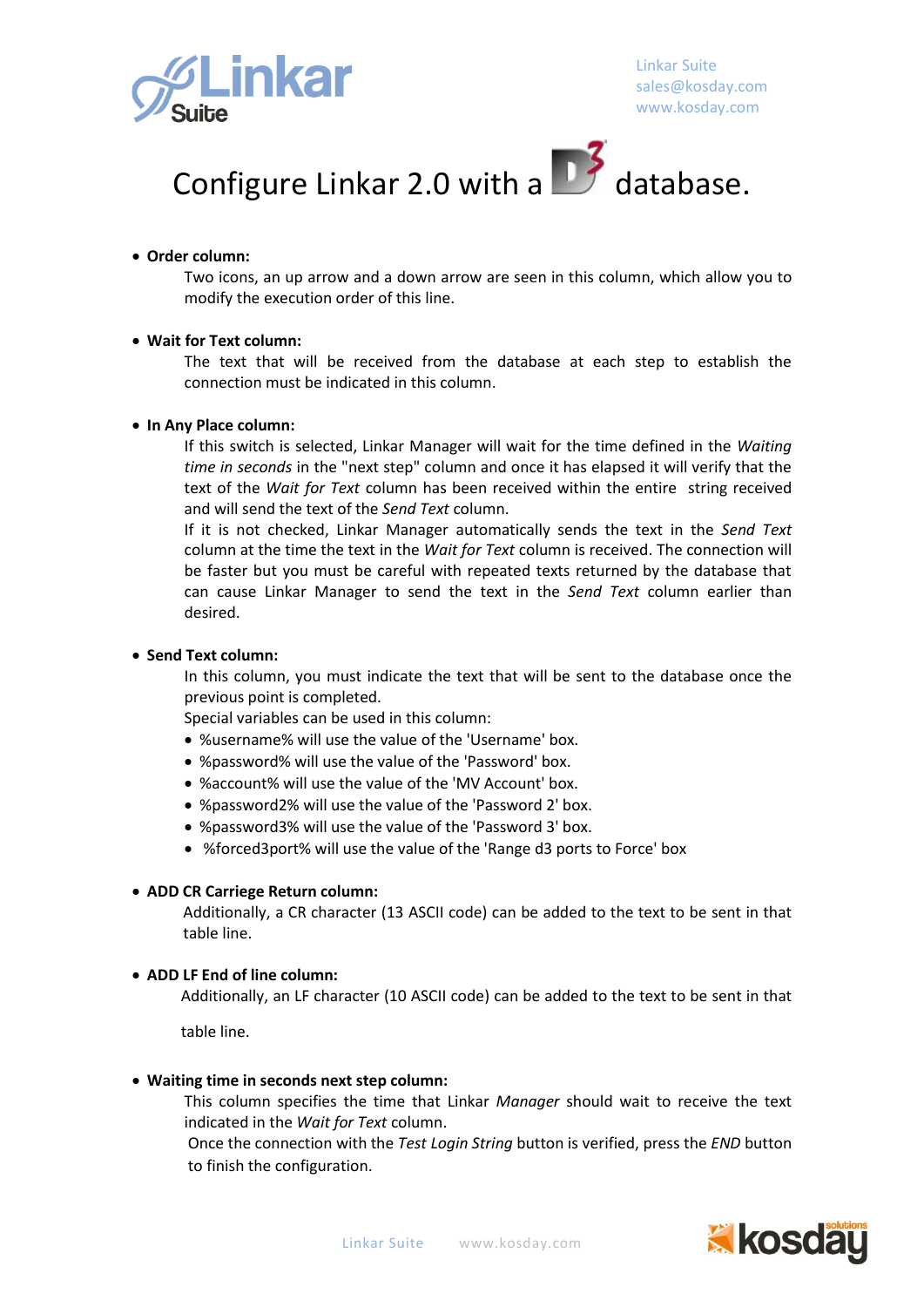# Configure Linkar 2.0 with a D3 database.

- **Order column:**

  Two icons, an up arrow and a down arrow are seen in this column, which allow you to modify the execution order of this line.

- **Wait for Text column:**

  The text that will be received from the database at each step to establish the connection must be indicated in this column.

- **In Any Place column:**

  If this switch is selected, Linkar Manager will wait for the time defined in the *Waiting time in seconds* in the "next step" column and once it has elapsed it will verify that the text of the *Wait for Text* column has been received within the entire string received and will send the text of the *Send Text* column.

  If it is not checked, Linkar Manager automatically sends the text in the *Send Text* column at the time the text in the *Wait for Text* column is received. The connection will be faster but you must be careful with repeated texts returned by the database that can cause Linkar Manager to send the text in the *Send Text* column earlier than desired.

- **Send Text column:**

  In this column, you must indicate the text that will be sent to the database once the previous point is completed.

  Special variables can be used in this column:

  - %username% will use the value of the 'Username' box.
  - %password% will use the value of the 'Password' box.
  - %account% will use the value of the 'MV Account' box.
  - %password2% will use the value of the 'Password 2' box.
  - %password3% will use the value of the 'Password 3' box.
  - %forced3port% will use the value of the 'Range d3 ports to Force' box

- **ADD CR Carriege Return column:**

  Additionally, a CR character (13 ASCII code) can be added to the text to be sent in that table line.

- **ADD LF End of line column:**

  Additionally, an LF character (10 ASCII code) can be added to the text to be sent in that table line.

- **Waiting time in seconds next step column:**

  This column specifies the time that Linkar *Manager* should wait to receive the text indicated in the *Wait for Text* column.

  Once the connection with the *Test Login String* button is verified, press the *END* button to finish the configuration.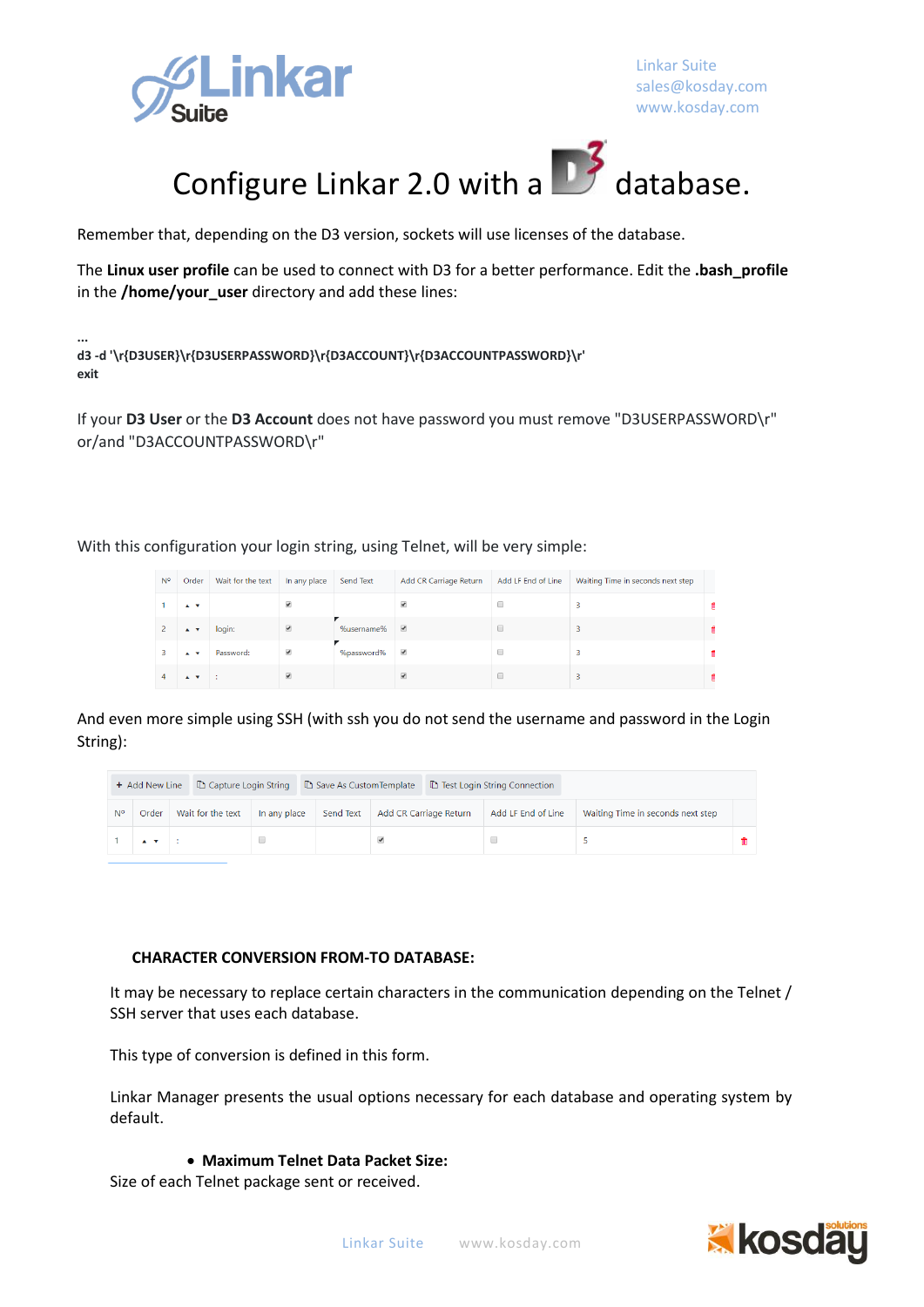# Configure Linkar 2.0 with a D3 database.

Remember that, depending on the D3 version, sockets will use licenses of the database.

The **Linux user profile** can be used to connect with D3 for a better performance. Edit the **.bash_profile** in the **/home/your_user** directory and add these lines:

```
...
d3 -d '\r{D3USER}\r{D3USERPASSWORD}\r{D3ACCOUNT}\r{D3ACCOUNTPASSWORD}\r'
exit
```

If your **D3 User** or the **D3 Account** does not have password you must remove "D3USERPASSWORD\r" or/and "D3ACCOUNTPASSWORD\r"

With this configuration your login string, using Telnet, will be very simple:

| Nº | Order | Wait for the text | In any place | Send Text | Add CR Carriage Return | Add LF End of Line | Waiting Time in seconds next step |
|---|---|---|---|---|---|---|---|
| 1 | ▲ ▼ | | ☑ | | ☑ | ☐ | 3 |
| 2 | ▲ ▼ | login: | ☑ | %username% | ☑ | ☐ | 3 |
| 3 | ▲ ▼ | Password: | ☑ | %password% | ☑ | ☐ | 3 |
| 4 | ▲ ▼ | : | ☑ | | ☑ | ☐ | 3 |

And even more simple using SSH (with ssh you do not send the username and password in the Login String):

+ Add New Line | Capture Login String | Save As CustomTemplate | Test Login String Connection

| Nº | Order | Wait for the text | In any place | Send Text | Add CR Carriage Return | Add LF End of Line | Waiting Time in seconds next step |
|---|---|---|---|---|---|---|---|
| 1 | ▲ ▼ | : | ☐ | | ☑ | ☐ | 5 |

**CHARACTER CONVERSION FROM-TO DATABASE:**

It may be necessary to replace certain characters in the communication depending on the Telnet / SSH server that uses each database.

This type of conversion is defined in this form.

Linkar Manager presents the usual options necessary for each database and operating system by default.

- **Maximum Telnet Data Packet Size:**

Size of each Telnet package sent or received.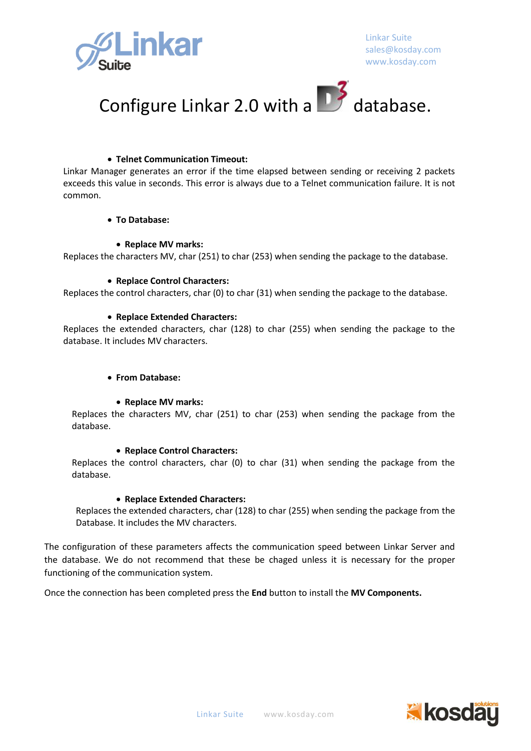# Configure Linkar 2.0 with a D3 database.

- **Telnet Communication Timeout:**

Linkar Manager generates an error if the time elapsed between sending or receiving 2 packets exceeds this value in seconds. This error is always due to a Telnet communication failure. It is not common.

- **To Database:**
  - **Replace MV marks:**

Replaces the characters MV, char (251) to char (253) when sending the package to the database.

- **Replace Control Characters:**

Replaces the control characters, char (0) to char (31) when sending the package to the database.

- **Replace Extended Characters:**

Replaces the extended characters, char (128) to char (255) when sending the package to the database. It includes MV characters.

- **From Database:**
  - **Replace MV marks:**

Replaces the characters MV, char (251) to char (253) when sending the package from the database.

  - **Replace Control Characters:**

Replaces the control characters, char (0) to char (31) when sending the package from the database.

  - **Replace Extended Characters:**

Replaces the extended characters, char (128) to char (255) when sending the package from the Database. It includes the MV characters.

The configuration of these parameters affects the communication speed between Linkar Server and the database. We do not recommend that these be chaged unless it is necessary for the proper functioning of the communication system.

Once the connection has been completed press the **End** button to install the **MV Components.**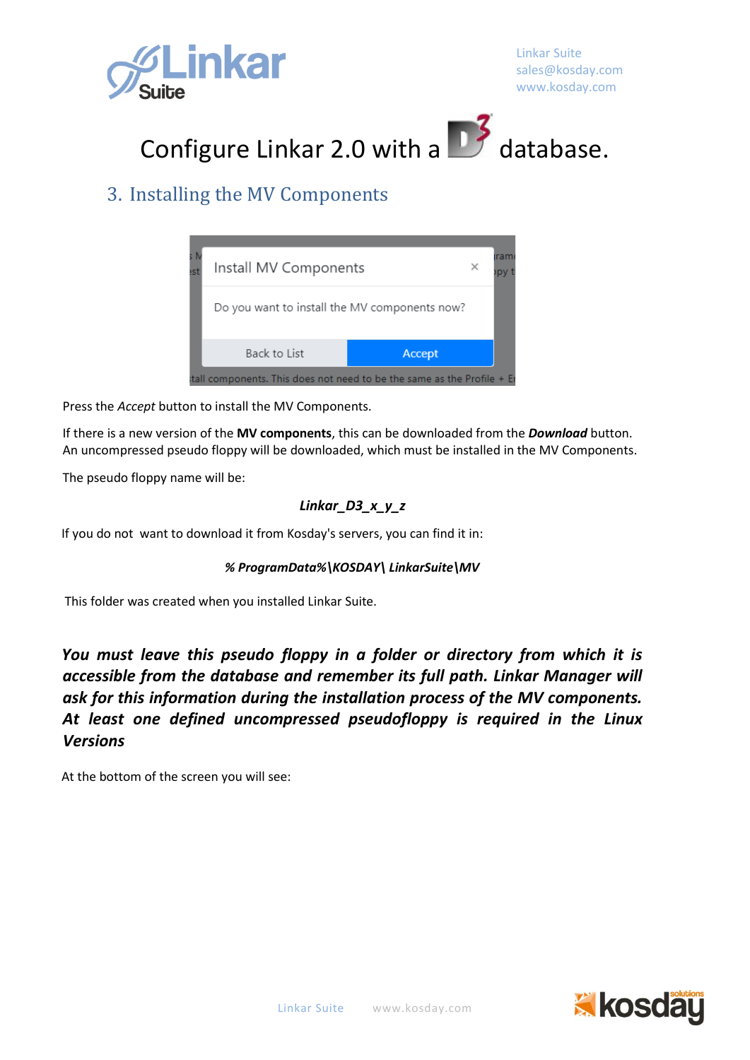# Configure Linkar 2.0 with a D3 database.

## 3. Installing the MV Components

Press the *Accept* button to install the MV Components.

If there is a new version of the **MV components**, this can be downloaded from the ***Download*** button. An uncompressed pseudo floppy will be downloaded, which must be installed in the MV Components.

The pseudo floppy name will be:

***Linkar_D3_x_y_z***

If you do not want to download it from Kosday's servers, you can find it in:

***% ProgramData%\KOSDAY\ LinkarSuite\MV***

This folder was created when you installed Linkar Suite.

***You must leave this pseudo floppy in a folder or directory from which it is accessible from the database and remember its full path. Linkar Manager will ask for this information during the installation process of the MV components. At least one defined uncompressed pseudofloppy is required in the Linux Versions***

At the bottom of the screen you will see: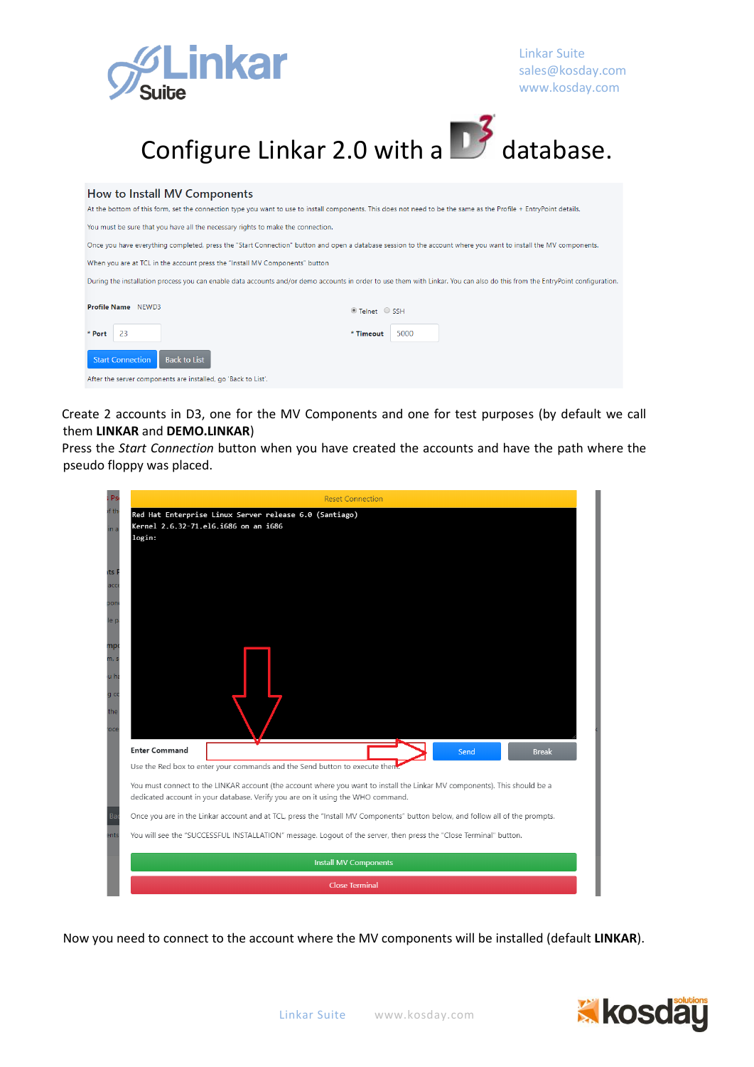# Configure Linkar 2.0 with a D3 database.

## How to Install MV Components

At the bottom of this form, set the connection type you want to use to install components. This does not need to be the same as the Profile + EntryPoint details.

You must be sure that you have all the necessary rights to make the connection.

Once you have everything completed, press the "Start Connection" button and open a database session to the account where you want to install the MV components.

When you are at TCL in the account press the "Install MV Components" button

During the installation process you can enable data accounts and/or demo accounts in order to use them with Linkar. You can also do this from the EntryPoint configuration.

**Profile Name** NEWD3

Telnet / SSH

**Port** 23

**Timeout** 5000

Start Connection | Back to List

After the server components are installed, go 'Back to List'.

Create 2 accounts in D3, one for the MV Components and one for test purposes (by default we call them **LINKAR** and **DEMO.LINKAR**)
Press the *Start Connection* button when you have created the accounts and have the path where the pseudo floppy was placed.

Reset Connection

```
Red Hat Enterprise Linux Server release 6.0 (Santiago)
Kernel 2.6.32-71.el6.i686 on an i686
login:
```

**Enter Command** | Send | Break

Use the Red box to enter your commands and the Send button to execute them.

You must connect to the LINKAR account (the account where you want to install the Linkar MV components). This should be a dedicated account in your database. Verify you are on it using the WHO command.

Once you are in the Linkar account and at TCL, press the "Install MV Components" button below, and follow all of the prompts.

You will see the "SUCCESSFUL INSTALLATION" message. Logout of the server, then press the "Close Terminal" button.

Install MV Components

Close Terminal

Now you need to connect to the account where the MV components will be installed (default **LINKAR**).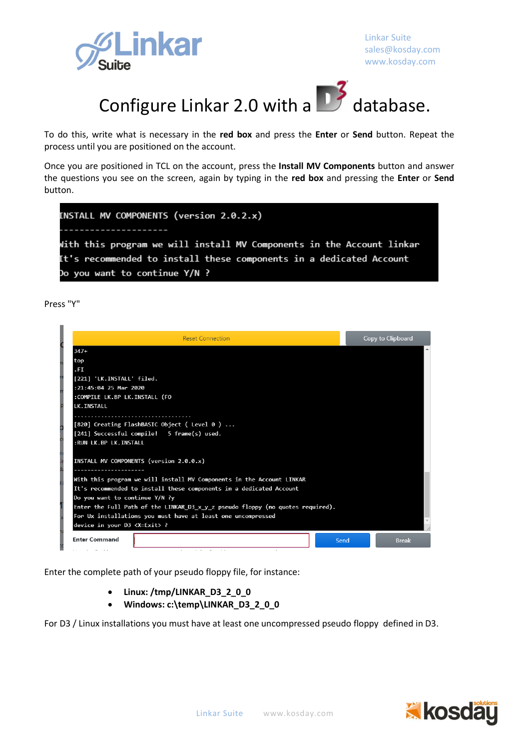# Configure Linkar 2.0 with a D3 database.

To do this, write what is necessary in the **red box** and press the **Enter** or **Send** button. Repeat the process until you are positioned on the account.

Once you are positioned in TCL on the account, press the **Install MV Components** button and answer the questions you see on the screen, again by typing in the **red box** and pressing the **Enter** or **Send** button.

```
INSTALL MV COMPONENTS (version 2.0.2.x)
---------------------
With this program we will install MV Components in the Account linkar
It's recommended to install these components in a dedicated Account
Do you want to continue Y/N ?
```

Press "Y"

```
347+
top
.FI
[221] 'LK.INSTALL' filed.
:21:45:04 25 Mar 2020
:COMPILE LK.BP LK.INSTALL (FO
LK.INSTALL
-----------------------------------
[820] Creating FlashBASIC Object ( Level 0 ) ...
[241] Successful compile!   5 frame(s) used.
:RUN LK.BP LK.INSTALL

INSTALL MV COMPONENTS (version 2.0.0.x)
--------------------
With this program we will install MV Components in the Account LINKAR
It's recommended to install these components in a dedicated Account
Do you want to continue Y/N ?y
Enter the Full Path of the LINKAR_D3_x_y_z pseudo floppy (no quotes required).
For Ux installations you must have at least one uncompressed
device in your D3 <X=Exit> ?
```

Enter the complete path of your pseudo floppy file, for instance:

- **Linux: /tmp/LINKAR_D3_2_0_0**
- **Windows: c:\temp\LINKAR_D3_2_0_0**

For D3 / Linux installations you must have at least one uncompressed pseudo floppy defined in D3.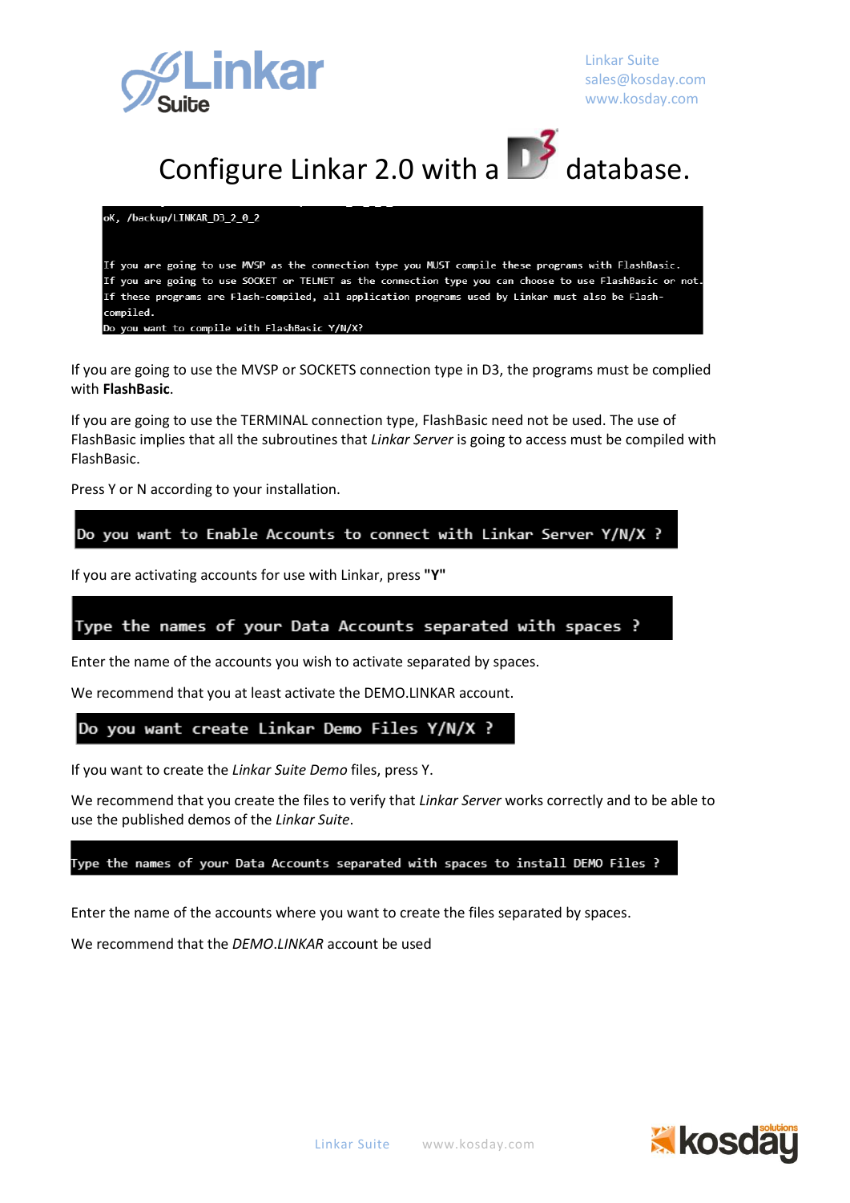# Configure Linkar 2.0 with a D3 database.

```
oK, /backup/LINKAR_D3_2_0_2

If you are going to use MVSP as the connection type you MUST compile these programs with FlashBasic.
If you are going to use SOCKET or TELNET as the connection type you can choose to use FlashBasic or not.
If these programs are Flash-compiled, all application programs used by Linkar must also be Flash-
compiled.
Do you want to compile with FlashBasic Y/N/X?
```

If you are going to use the MVSP or SOCKETS connection type in D3, the programs must be complied with **FlashBasic**.

If you are going to use the TERMINAL connection type, FlashBasic need not be used. The use of FlashBasic implies that all the subroutines that *Linkar Server* is going to access must be compiled with FlashBasic.

Press Y or N according to your installation.

```
Do you want to Enable Accounts to connect with Linkar Server Y/N/X ?
```

If you are activating accounts for use with Linkar, press **"Y"**

```
Type the names of your Data Accounts separated with spaces ?
```

Enter the name of the accounts you wish to activate separated by spaces.

We recommend that you at least activate the DEMO.LINKAR account.

```
Do you want create Linkar Demo Files Y/N/X ?
```

If you want to create the *Linkar Suite Demo* files, press Y.

We recommend that you create the files to verify that *Linkar Server* works correctly and to be able to use the published demos of the *Linkar Suite*.

```
Type the names of your Data Accounts separated with spaces to install DEMO Files ?
```

Enter the name of the accounts where you want to create the files separated by spaces.

We recommend that the *DEMO.LINKAR* account be used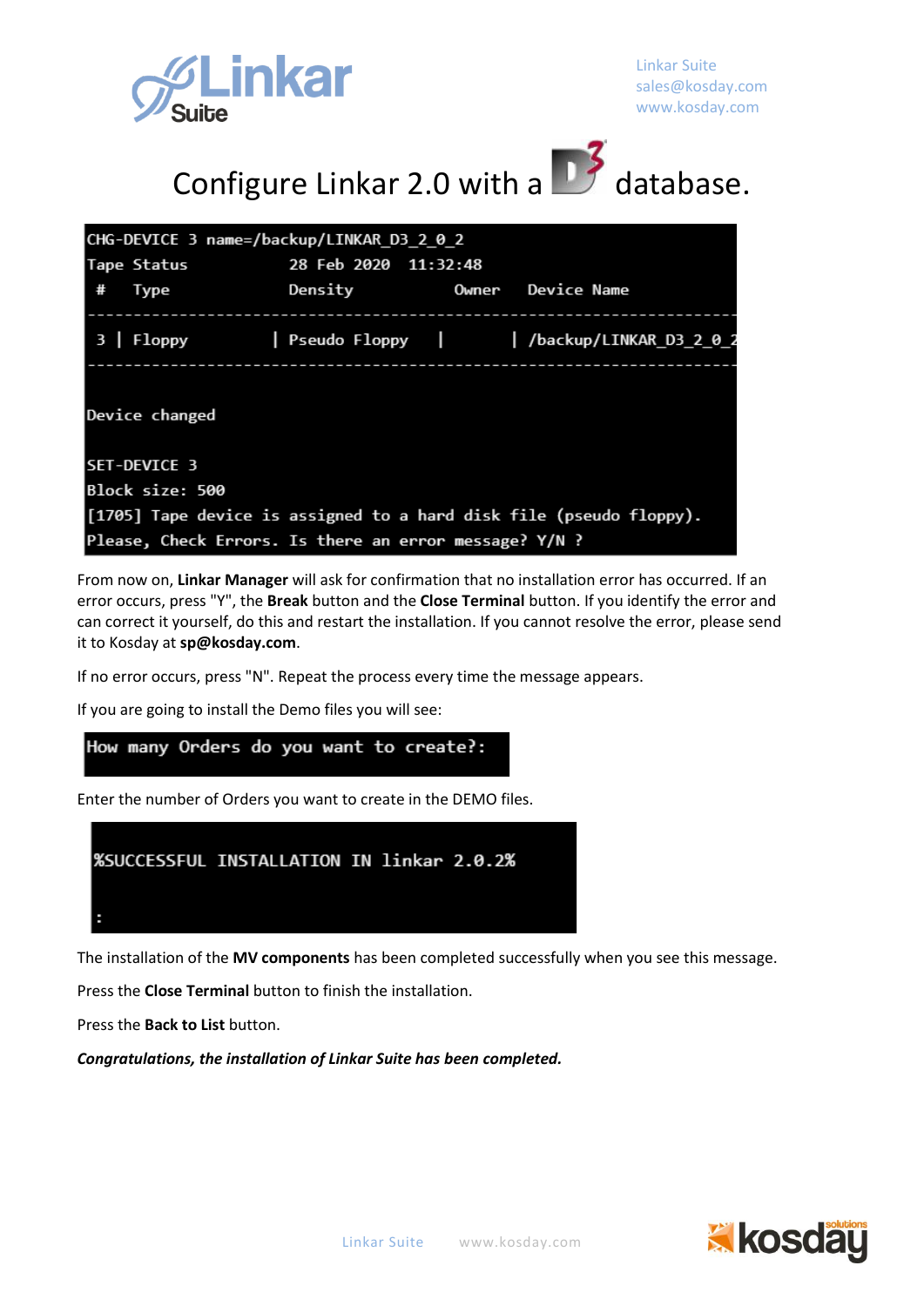# Configure Linkar 2.0 with a D3 database.

```
CHG-DEVICE 3 name=/backup/LINKAR_D3_2_0_2
Tape Status              28 Feb 2020  11:32:48
 #   Type                Density            Owner    Device Name
--------------------------------------------------------------------
 3 | Floppy          | Pseudo Floppy   |          | /backup/LINKAR_D3_2_0_2
--------------------------------------------------------------------

Device changed

SET-DEVICE 3
Block size: 500
[1705] Tape device is assigned to a hard disk file (pseudo floppy).
Please, Check Errors. Is there an error message? Y/N ?
```

From now on, **Linkar Manager** will ask for confirmation that no installation error has occurred. If an error occurs, press "Y", the **Break** button and the **Close Terminal** button. If you identify the error and can correct it yourself, do this and restart the installation. If you cannot resolve the error, please send it to Kosday at **sp@kosday.com**.

If no error occurs, press "N". Repeat the process every time the message appears.

If you are going to install the Demo files you will see:

```
How many Orders do you want to create?:
```

Enter the number of Orders you want to create in the DEMO files.

```
%SUCCESSFUL INSTALLATION IN linkar 2.0.2%

:
```

The installation of the **MV components** has been completed successfully when you see this message.

Press the **Close Terminal** button to finish the installation.

Press the **Back to List** button.

***Congratulations, the installation of Linkar Suite has been completed.***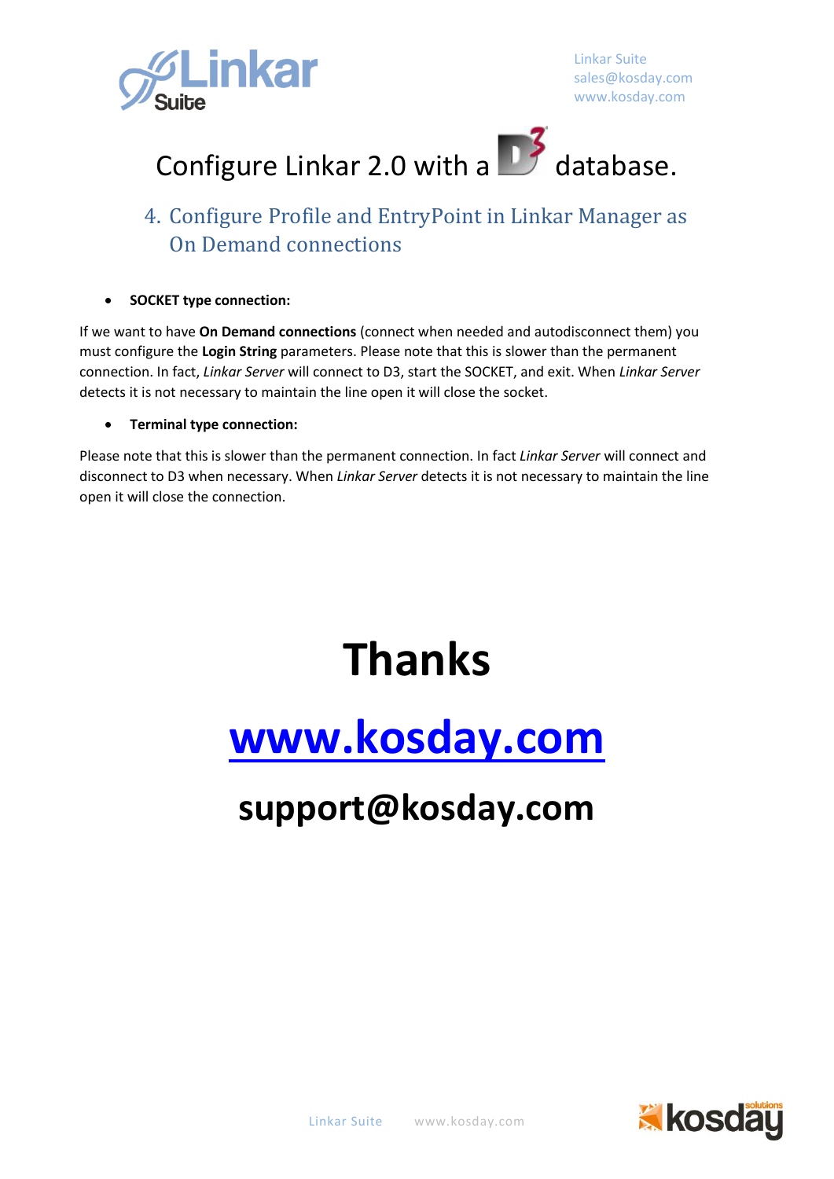# Configure Linkar 2.0 with a D3 database.

## 4. Configure Profile and EntryPoint in Linkar Manager as On Demand connections

- **SOCKET type connection:**

If we want to have **On Demand connections** (connect when needed and autodisconnect them) you must configure the **Login String** parameters. Please note that this is slower than the permanent connection. In fact, *Linkar Server* will connect to D3, start the SOCKET, and exit. When *Linkar Server* detects it is not necessary to maintain the line open it will close the socket.

- **Terminal type connection:**

Please note that this is slower than the permanent connection. In fact *Linkar Server* will connect and disconnect to D3 when necessary. When *Linkar Server* detects it is not necessary to maintain the line open it will close the connection.

# Thanks

# [www.kosday.com](http://www.kosday.com)

## support@kosday.com